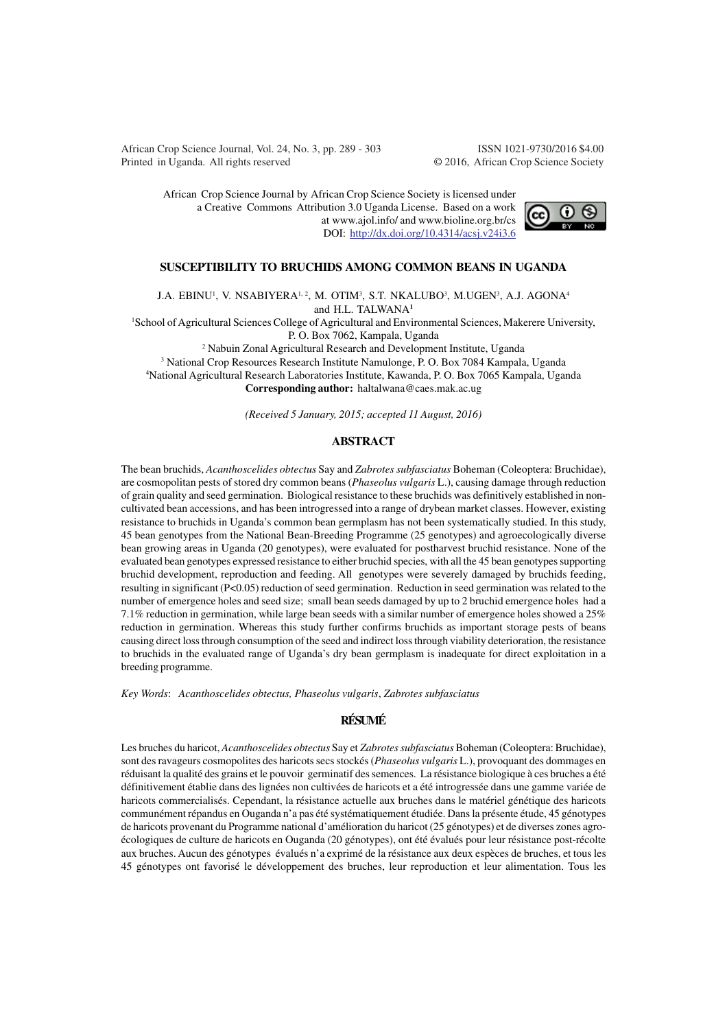African Crop Science Journal by African Crop Science Society is licensed under a Creative Commons Attribution 3.0 Uganda License. Based on a work at www.ajol.info/ and www.bioline.org.br/cs
DOI: http://dx.doi.org/10.4314/acsj.v24i3.6

# SUSCEPTIBILITY TO BRUCHIDS AMONG COMMON BEANS IN UGANDA

J.A. EBINU[1], V. NSABIYERA[1, 2], M. OTIM[3], S.T. NKALUBO[3], M.UGEN[3], A.J. AGONA[4] and H.L. TALWANA[1]

[1]School of Agricultural Sciences College of Agricultural and Environmental Sciences, Makerere University, P. O. Box 7062, Kampala, Uganda

[2] Nabuin Zonal Agricultural Research and Development Institute, Uganda

[3] National Crop Resources Research Institute Namulonge, P. O. Box 7084 Kampala, Uganda

[4]National Agricultural Research Laboratories Institute, Kawanda, P. O. Box 7065 Kampala, Uganda

**Corresponding author:** haltalwana@caes.mak.ac.ug

*(Received 5 January, 2015; accepted 11 August, 2016)*

## ABSTRACT

The bean bruchids, *Acanthoscelides obtectus* Say and *Zabrotes subfasciatus* Boheman (Coleoptera: Bruchidae), are cosmopolitan pests of stored dry common beans (*Phaseolus vulgaris* L.), causing damage through reduction of grain quality and seed germination. Biological resistance to these bruchids was definitively established in non-cultivated bean accessions, and has been introgressed into a range of drybean market classes. However, existing resistance to bruchids in Uganda's common bean germplasm has not been systematically studied. In this study, 45 bean genotypes from the National Bean-Breeding Programme (25 genotypes) and agroecologically diverse bean growing areas in Uganda (20 genotypes), were evaluated for postharvest bruchid resistance. None of the evaluated bean genotypes expressed resistance to either bruchid species, with all the 45 bean genotypes supporting bruchid development, reproduction and feeding. All genotypes were severely damaged by bruchids feeding, resulting in significant ($P<0.05$) reduction of seed germination. Reduction in seed germination was related to the number of emergence holes and seed size; small bean seeds damaged by up to 2 bruchid emergence holes had a 7.1% reduction in germination, while large bean seeds with a similar number of emergence holes showed a 25% reduction in germination. Whereas this study further confirms bruchids as important storage pests of beans causing direct loss through consumption of the seed and indirect loss through viability deterioration, the resistance to bruchids in the evaluated range of Uganda's dry bean germplasm is inadequate for direct exploitation in a breeding programme.

*Key Words*: *Acanthoscelides obtectus, Phaseolus vulgaris*, *Zabrotes subfasciatus*

## RÉSUMÉ

Les bruches du haricot, *Acanthoscelides obtectus* Say et *Zabrotes subfasciatus* Boheman (Coleoptera: Bruchidae), sont des ravageurs cosmopolites des haricots secs stockés (*Phaseolus vulgaris* L.), provoquant des dommages en réduisant la qualité des grains et le pouvoir germinatif des semences. La résistance biologique à ces bruches a été définitivement établie dans des lignées non cultivées de haricots et a été introgressée dans une gamme variée de haricots commercialisés. Cependant, la résistance actuelle aux bruches dans le matériel génétique des haricots communément répandus en Ouganda n'a pas été systématiquement étudiée. Dans la présente étude, 45 génotypes de haricots provenant du Programme national d'amélioration du haricot (25 génotypes) et de diverses zones agro-écologiques de culture de haricots en Ouganda (20 génotypes), ont été évalués pour leur résistance post-récolte aux bruches. Aucun des génotypes évalués n'a exprimé de la résistance aux deux espèces de bruches, et tous les 45 génotypes ont favorisé le développement des bruches, leur reproduction et leur alimentation. Tous les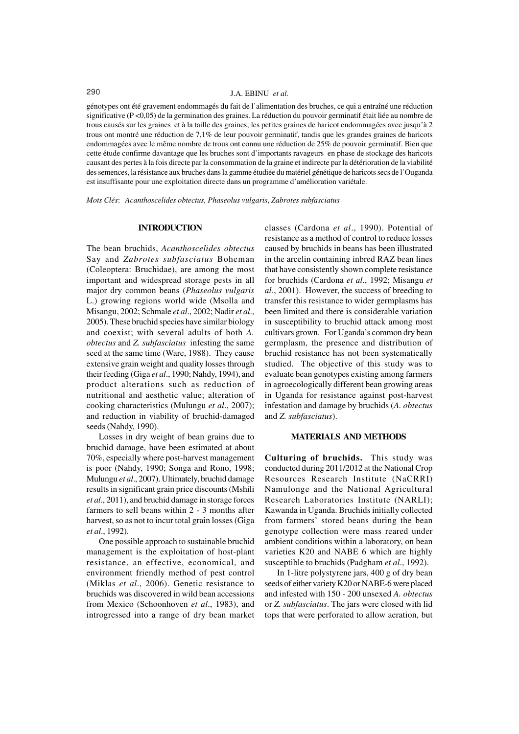génotypes ont été gravement endommagés du fait de l'alimentation des bruches, ce qui a entraîné une réduction significative (P <0,05) de la germination des graines. La réduction du pouvoir germinatif était liée au nombre de trous causés sur les graines et à la taille des graines; les petites graines de haricot endommagées avec jusqu'à 2 trous ont montré une réduction de 7,1% de leur pouvoir germinatif, tandis que les grandes graines de haricots endommagées avec le même nombre de trous ont connu une réduction de 25% de pouvoir germinatif. Bien que cette étude confirme davantage que les bruches sont d'importants ravageurs en phase de stockage des haricots causant des pertes à la fois directe par la consommation de la graine et indirecte par la détérioration de la viabilité des semences, la résistance aux bruches dans la gamme étudiée du matériel génétique de haricots secs de l'Ouganda est insuffisante pour une exploitation directe dans un programme d'amélioration variétale.

*Mots Clés*: *Acanthoscelides obtectus, Phaseolus vulgaris*, *Zabrotes subfasciatus*

## INTRODUCTION

The bean bruchids, *Acanthoscelides obtectus* Say and *Zabrotes subfasciatus* Boheman (Coleoptera: Bruchidae), are among the most important and widespread storage pests in all major dry common beans (*Phaseolus vulgaris* L.) growing regions world wide (Msolla and Misangu, 2002; Schmale *et al*., 2002; Nadir *et al*., 2005). These bruchid species have similar biology and coexist; with several adults of both *A. obtectus* and *Z. subfasciatus* infesting the same seed at the same time (Ware, 1988). They cause extensive grain weight and quality losses through their feeding (Giga *et al*., 1990; Nahdy, 1994), and product alterations such as reduction of nutritional and aesthetic value; alteration of cooking characteristics (Mulungu *et al*., 2007); and reduction in viability of bruchid-damaged seeds (Nahdy, 1990).

Losses in dry weight of bean grains due to bruchid damage, have been estimated at about 70%, especially where post-harvest management is poor (Nahdy, 1990; Songa and Rono, 1998; Mulungu *et al*., 2007). Ultimately, bruchid damage results in significant grain price discounts (Mshili *et al*., 2011), and bruchid damage in storage forces farmers to sell beans within 2 - 3 months after harvest, so as not to incur total grain losses (Giga *et al*., 1992).

One possible approach to sustainable bruchid management is the exploitation of host-plant resistance, an effective, economical, and environment friendly method of pest control (Miklas *et al*., 2006). Genetic resistance to bruchids was discovered in wild bean accessions from Mexico (Schoonhoven *et al*., 1983), and introgressed into a range of dry bean market classes (Cardona *et al*., 1990). Potential of resistance as a method of control to reduce losses caused by bruchids in beans has been illustrated in the arcelin containing inbred RAZ bean lines that have consistently shown complete resistance for bruchids (Cardona *et al*., 1992; Misangu *et al*., 2001). However, the success of breeding to transfer this resistance to wider germplasms has been limited and there is considerable variation in susceptibility to bruchid attack among most cultivars grown. For Uganda's common dry bean germplasm, the presence and distribution of bruchid resistance has not been systematically studied. The objective of this study was to evaluate bean genotypes existing among farmers in agroecologically different bean growing areas in Uganda for resistance against post-harvest infestation and damage by bruchids (*A. obtectus* and *Z. subfasciatus*).

## MATERIALS AND METHODS

**Culturing of bruchids.** This study was conducted during 2011/2012 at the National Crop Resources Research Institute (NaCRRI) Namulonge and the National Agricultural Research Laboratories Institute (NARLI); Kawanda in Uganda. Bruchids initially collected from farmers' stored beans during the bean genotype collection were mass reared under ambient conditions within a laboratory, on bean varieties K20 and NABE 6 which are highly susceptible to bruchids (Padgham *et al*., 1992).

In 1-litre polystyrene jars, 400 g of dry bean seeds of either variety K20 or NABE-6 were placed and infested with 150 - 200 unsexed *A. obtectus* or *Z. subfasciatus*. The jars were closed with lid tops that were perforated to allow aeration, but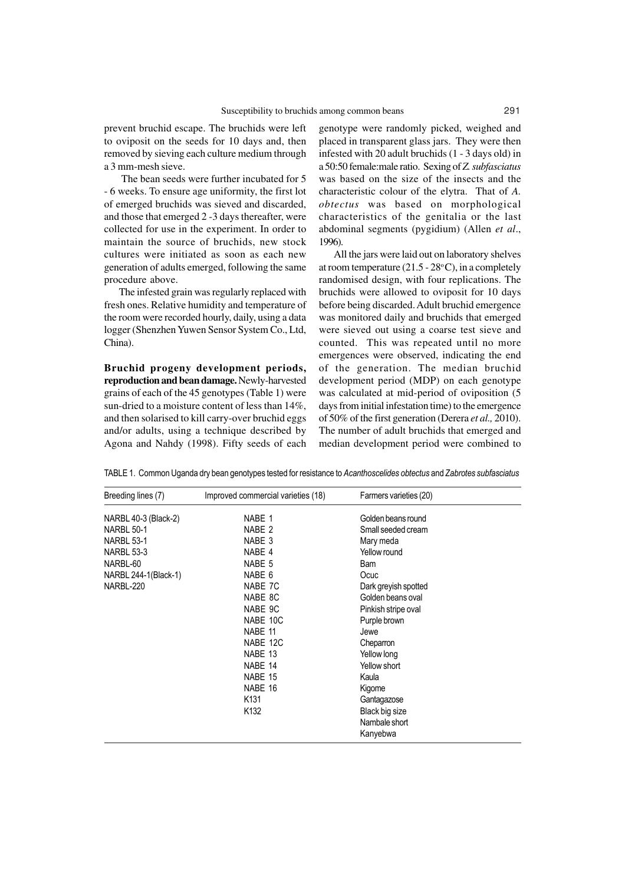prevent bruchid escape. The bruchids were left to oviposit on the seeds for 10 days and, then removed by sieving each culture medium through a 3 mm-mesh sieve.

The bean seeds were further incubated for 5 - 6 weeks. To ensure age uniformity, the first lot of emerged bruchids was sieved and discarded, and those that emerged 2 -3 days thereafter, were collected for use in the experiment. In order to maintain the source of bruchids, new stock cultures were initiated as soon as each new generation of adults emerged, following the same procedure above.

The infested grain was regularly replaced with fresh ones. Relative humidity and temperature of the room were recorded hourly, daily, using a data logger (Shenzhen Yuwen Sensor System Co., Ltd, China).

**Bruchid progeny development periods, reproduction and bean damage.** Newly-harvested grains of each of the 45 genotypes (Table 1) were sun-dried to a moisture content of less than 14%, and then solarised to kill carry-over bruchid eggs and/or adults, using a technique described by Agona and Nahdy (1998). Fifty seeds of each genotype were randomly picked, weighed and placed in transparent glass jars. They were then infested with 20 adult bruchids (1 - 3 days old) in a 50:50 female:male ratio. Sexing of *Z. subfasciatus* was based on the size of the insects and the characteristic colour of the elytra. That of *A. obtectus* was based on morphological characteristics of the genitalia or the last abdominal segments (pygidium) (Allen *et al*., 1996).

All the jars were laid out on laboratory shelves at room temperature (21.5 - 28$^{o}$C), in a completely randomised design, with four replications. The bruchids were allowed to oviposit for 10 days before being discarded. Adult bruchid emergence was monitored daily and bruchids that emerged were sieved out using a coarse test sieve and counted. This was repeated until no more emergences were observed, indicating the end of the generation. The median bruchid development period (MDP) on each genotype was calculated at mid-period of oviposition (5 days from initial infestation time) to the emergence of 50% of the first generation (Derera *et al.,* 2010). The number of adult bruchids that emerged and median development period were combined to

TABLE 1. Common Uganda dry bean genotypes tested for resistance to *Acanthoscelides obtectus* and *Zabrotes subfasciatus*

| Breeding lines (7) | Improved commercial varieties (18) | Farmers varieties (20) |
|---|---|---|
| NARBL 40-3 (Black-2) | NABE 1 | Golden beans round |
| NARBL 50-1 | NABE 2 | Small seeded cream |
| NARBL 53-1 | NABE 3 | Mary meda |
| NARBL 53-3 | NABE 4 | Yellow round |
| NARBL-60 | NABE 5 | Bam |
| NARBL 244-1(Black-1) | NABE 6 | Ocuc |
| NARBL-220 | NABE 7C | Dark greyish spotted |
| | NABE 8C | Golden beans oval |
| | NABE 9C | Pinkish stripe oval |
| | NABE 10C | Purple brown |
| | NABE 11 | Jewe |
| | NABE 12C | Cheparron |
| | NABE 13 | Yellow long |
| | NABE 14 | Yellow short |
| | NABE 15 | Kaula |
| | NABE 16 | Kigome |
| | K131 | Gantagazose |
| | K132 | Black big size |
| | | Nambale short |
| | | Kanyebwa |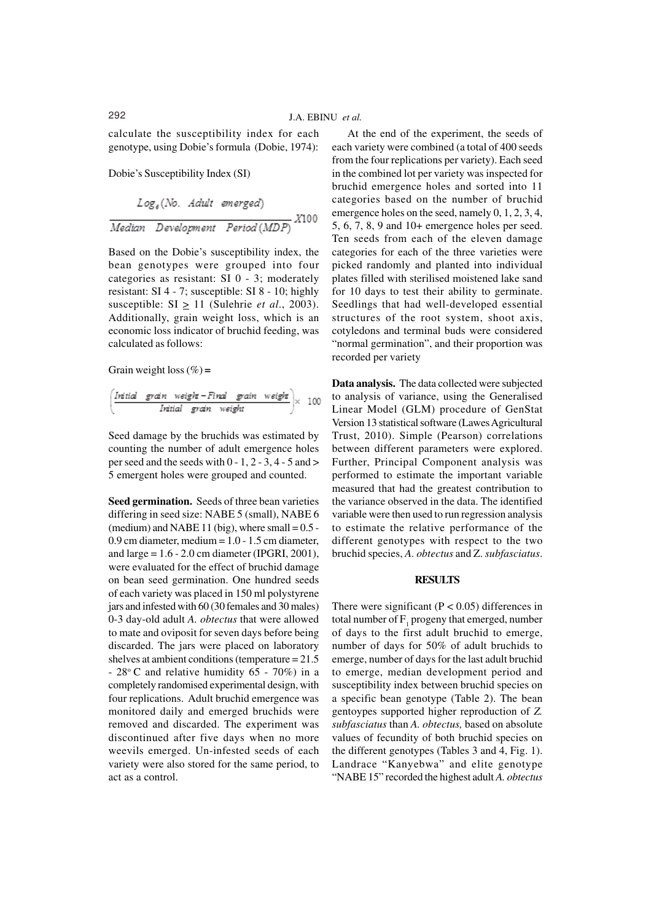calculate the susceptibility index for each genotype, using Dobie's formula (Dobie, 1974):

Dobie's Susceptibility Index (SI)

$$\frac{Log_e(\text{No. Adult emerged})}{\text{Median Development Period (MDP)}} X100$$

Based on the Dobie's susceptibility index, the bean genotypes were grouped into four categories as resistant: SI 0 - 3; moderately resistant: SI 4 - 7; susceptible: SI 8 - 10; highly susceptible: SI $\geq$ 11 (Sulehrie *et al*., 2003). Additionally, grain weight loss, which is an economic loss indicator of bruchid feeding, was calculated as follows:

Grain weight loss (%) =

$$\left(\frac{\text{Initial grain weight} - \text{Final grain weight}}{\text{Initial grain weight}}\right) \times 100$$

Seed damage by the bruchids was estimated by counting the number of adult emergence holes per seed and the seeds with 0 - 1, 2 - 3, 4 - 5 and > 5 emergent holes were grouped and counted.

**Seed germination.** Seeds of three bean varieties differing in seed size: NABE 5 (small), NABE 6 (medium) and NABE 11 (big), where small = 0.5 - 0.9 cm diameter, medium = 1.0 - 1.5 cm diameter, and large = 1.6 - 2.0 cm diameter (IPGRI, 2001), were evaluated for the effect of bruchid damage on bean seed germination. One hundred seeds of each variety was placed in 150 ml polystyrene jars and infested with 60 (30 females and 30 males) 0-3 day-old adult *A. obtectus* that were allowed to mate and oviposit for seven days before being discarded. The jars were placed on laboratory shelves at ambient conditions (temperature = 21.5 - 28° C and relative humidity 65 - 70%) in a completely randomised experimental design, with four replications. Adult bruchid emergence was monitored daily and emerged bruchids were removed and discarded. The experiment was discontinued after five days when no more weevils emerged. Un-infested seeds of each variety were also stored for the same period, to act as a control.

At the end of the experiment, the seeds of each variety were combined (a total of 400 seeds from the four replications per variety). Each seed in the combined lot per variety was inspected for bruchid emergence holes and sorted into 11 categories based on the number of bruchid emergence holes on the seed, namely 0, 1, 2, 3, 4, 5, 6, 7, 8, 9 and 10+ emergence holes per seed. Ten seeds from each of the eleven damage categories for each of the three varieties were picked randomly and planted into individual plates filled with sterilised moistened lake sand for 10 days to test their ability to germinate. Seedlings that had well-developed essential structures of the root system, shoot axis, cotyledons and terminal buds were considered "normal germination", and their proportion was recorded per variety

**Data analysis.** The data collected were subjected to analysis of variance, using the Generalised Linear Model (GLM) procedure of GenStat Version 13 statistical software (Lawes Agricultural Trust, 2010). Simple (Pearson) correlations between different parameters were explored. Further, Principal Component analysis was performed to estimate the important variable measured that had the greatest contribution to the variance observed in the data. The identified variable were then used to run regression analysis to estimate the relative performance of the different genotypes with respect to the two bruchid species, *A. obtectus* and *Z. subfasciatus*.

## RESULTS

There were significant ($P < 0.05$) differences in total number of $F_1$ progeny that emerged, number of days to the first adult bruchid to emerge, number of days for 50% of adult bruchids to emerge, number of days for the last adult bruchid to emerge, median development period and susceptibility index between bruchid species on a specific bean genotype (Table 2). The bean gentoypes supported higher reproduction of *Z. subfasciatus* than *A. obtectus,* based on absolute values of fecundity of both bruchid species on the different genotypes (Tables 3 and 4, Fig. 1). Landrace "Kanyebwa" and elite genotype "NABE 15" recorded the highest adult *A. obtectus*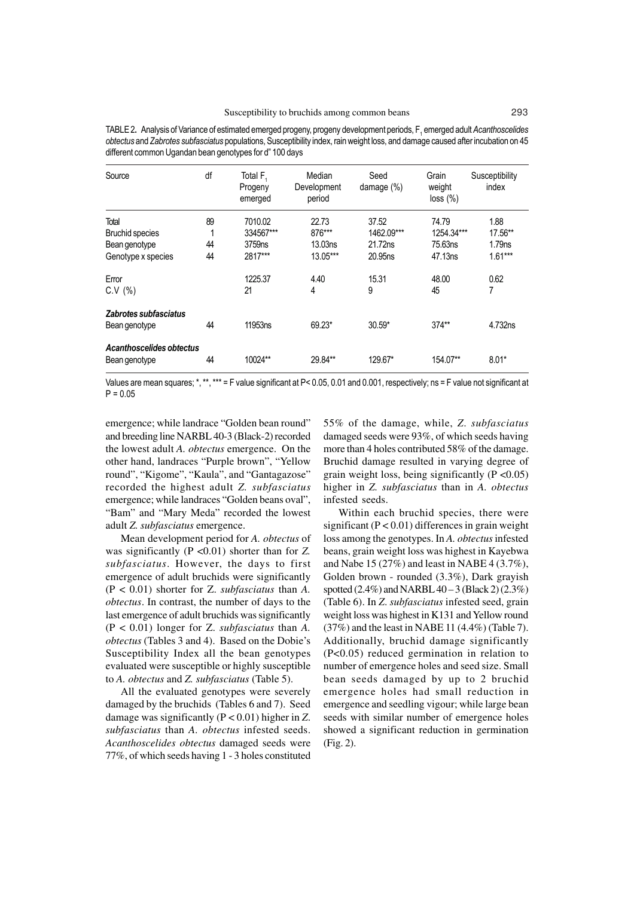TABLE 2. Analysis of Variance of estimated emerged progeny, progeny development periods, $F_1$ emerged adult *Acanthoscelides obtectus* and *Zabrotes subfasciatus* populations, Susceptibility index, rain weight loss, and damage caused after incubation on 45 different common Ugandan bean genotypes for d" 100 days

| Source | df | Total $F_1$ Progeny emerged | Median Development period | Seed damage (%) | Grain weight loss (%) | Susceptibility index |
|---|---|---|---|---|---|---|
| Total | 89 | 7010.02 | 22.73 | 37.52 | 74.79 | 1.88 |
| Bruchid species | 1 | 334567*** | 876*** | 1462.09*** | 1254.34*** | 17.56** |
| Bean genotype | 44 | 3759ns | 13.03ns | 21.72ns | 75.63ns | 1.79ns |
| Genotype x species | 44 | 2817*** | 13.05*** | 20.95ns | 47.13ns | 1.61*** |
| Error | | 1225.37 | 4.40 | 15.31 | 48.00 | 0.62 |
| C.V (%) | | 21 | 4 | 9 | 45 | 7 |
| ***Zabrotes subfasciatus*** | | | | | | |
| Bean genotype | 44 | 11953ns | 69.23* | 30.59* | 374** | 4.732ns |
| ***Acanthoscelides obtectus*** | | | | | | |
| Bean genotype | 44 | 10024** | 29.84** | 129.67* | 154.07** | 8.01* |

Values are mean squares; *, **, *** = F value significant at P< 0.05, 0.01 and 0.001, respectively; ns = F value not significant at P = 0.05

emergence; while landrace "Golden bean round" and breeding line NARBL 40-3 (Black-2) recorded the lowest adult *A. obtectus* emergence. On the other hand, landraces "Purple brown", "Yellow round", "Kigome", "Kaula", and "Gantagazose" recorded the highest adult *Z. subfasciatus* emergence; while landraces "Golden beans oval", "Bam" and "Mary Meda" recorded the lowest adult *Z. subfasciatus* emergence.

Mean development period for *A. obtectus* of was significantly ($P < 0.01$) shorter than for *Z. subfasciatus*. However, the days to first emergence of adult bruchids were significantly ($P < 0.01$) shorter for *Z. subfasciatus* than *A. obtectus*. In contrast, the number of days to the last emergence of adult bruchids was significantly ($P < 0.01$) longer for *Z. subfasciatus* than *A. obtectus* (Tables 3 and 4). Based on the Dobie's Susceptibility Index all the bean genotypes evaluated were susceptible or highly susceptible to *A. obtectus* and *Z. subfasciatus* (Table 5).

All the evaluated genotypes were severely damaged by the bruchids (Tables 6 and 7). Seed damage was significantly ($P < 0.01$) higher in *Z. subfasciatus* than *A. obtectus* infested seeds. *Acanthoscelides obtectus* damaged seeds were 77%, of which seeds having 1 - 3 holes constituted 55% of the damage, while, *Z. subfasciatus* damaged seeds were 93%, of which seeds having more than 4 holes contributed 58% of the damage. Bruchid damage resulted in varying degree of grain weight loss, being significantly ($P < 0.05$) higher in *Z. subfasciatus* than in *A. obtectus* infested seeds.

Within each bruchid species, there were significant ($P < 0.01$) differences in grain weight loss among the genotypes. In *A. obtectus* infested beans, grain weight loss was highest in Kayebwa and Nabe 15 (27%) and least in NABE 4 (3.7%), Golden brown - rounded (3.3%), Dark grayish spotted (2.4%) and NARBL 40 – 3 (Black 2) (2.3%) (Table 6). In *Z. subfasciatus* infested seed, grain weight loss was highest in K131 and Yellow round (37%) and the least in NABE 11 (4.4%) (Table 7). Additionally, bruchid damage significantly ($P<0.05$) reduced germination in relation to number of emergence holes and seed size. Small bean seeds damaged by up to 2 bruchid emergence holes had small reduction in emergence and seedling vigour; while large bean seeds with similar number of emergence holes showed a significant reduction in germination (Fig. 2).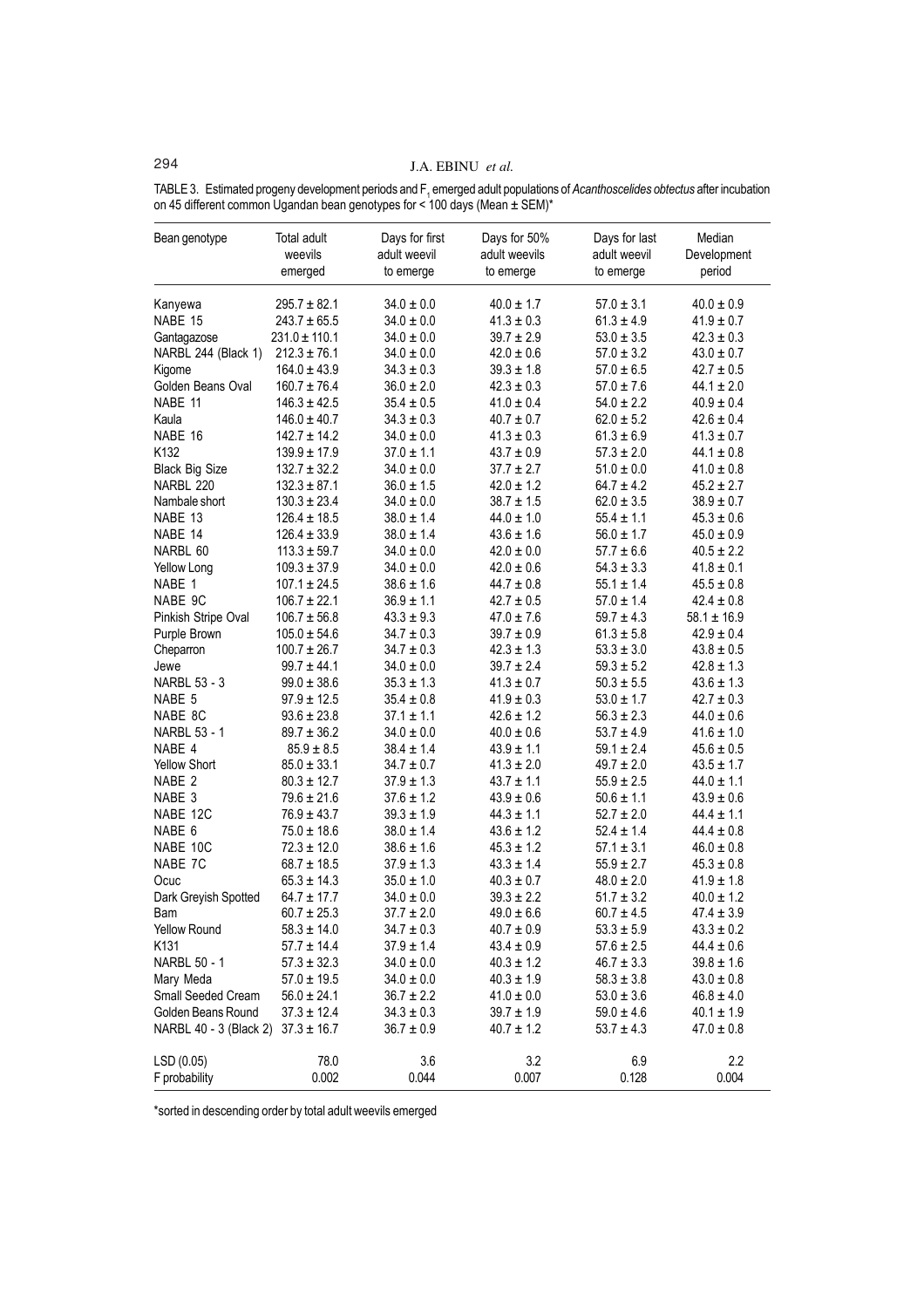TABLE 3. Estimated progeny development periods and $F_1$ emerged adult populations of *Acanthoscelides obtectus* after incubation on 45 different common Ugandan bean genotypes for < 100 days (Mean ± SEM)*

| Bean genotype | Total adult weevils emerged | Days for first adult weevil to emerge | Days for 50% adult weevils to emerge | Days for last adult weevil to emerge | Median Development period |
|---|---|---|---|---|---|
| Kanyewa | 295.7 ± 82.1 | 34.0 ± 0.0 | 40.0 ± 1.7 | 57.0 ± 3.1 | 40.0 ± 0.9 |
| NABE 15 | 243.7 ± 65.5 | 34.0 ± 0.0 | 41.3 ± 0.3 | 61.3 ± 4.9 | 41.9 ± 0.7 |
| Gantagazose | 231.0 ± 110.1 | 34.0 ± 0.0 | 39.7 ± 2.9 | 53.0 ± 3.5 | 42.3 ± 0.3 |
| NARBL 244 (Black 1) | 212.3 ± 76.1 | 34.0 ± 0.0 | 42.0 ± 0.6 | 57.0 ± 3.2 | 43.0 ± 0.7 |
| Kigome | 164.0 ± 43.9 | 34.3 ± 0.3 | 39.3 ± 1.8 | 57.0 ± 6.5 | 42.7 ± 0.5 |
| Golden Beans Oval | 160.7 ± 76.4 | 36.0 ± 2.0 | 42.3 ± 0.3 | 57.0 ± 7.6 | 44.1 ± 2.0 |
| NABE 11 | 146.3 ± 42.5 | 35.4 ± 0.5 | 41.0 ± 0.4 | 54.0 ± 2.2 | 40.9 ± 0.4 |
| Kaula | 146.0 ± 40.7 | 34.3 ± 0.3 | 40.7 ± 0.7 | 62.0 ± 5.2 | 42.6 ± 0.4 |
| NABE 16 | 142.7 ± 14.2 | 34.0 ± 0.0 | 41.3 ± 0.3 | 61.3 ± 6.9 | 41.3 ± 0.7 |
| K132 | 139.9 ± 17.9 | 37.0 ± 1.1 | 43.7 ± 0.9 | 57.3 ± 2.0 | 44.1 ± 0.8 |
| Black Big Size | 132.7 ± 32.2 | 34.0 ± 0.0 | 37.7 ± 2.7 | 51.0 ± 0.0 | 41.0 ± 0.8 |
| NARBL 220 | 132.3 ± 87.1 | 36.0 ± 1.5 | 42.0 ± 1.2 | 64.7 ± 4.2 | 45.2 ± 2.7 |
| Nambale short | 130.3 ± 23.4 | 34.0 ± 0.0 | 38.7 ± 1.5 | 62.0 ± 3.5 | 38.9 ± 0.7 |
| NABE 13 | 126.4 ± 18.5 | 38.0 ± 1.4 | 44.0 ± 1.0 | 55.4 ± 1.1 | 45.3 ± 0.6 |
| NABE 14 | 126.4 ± 33.9 | 38.0 ± 1.4 | 43.6 ± 1.6 | 56.0 ± 1.7 | 45.0 ± 0.9 |
| NARBL 60 | 113.3 ± 59.7 | 34.0 ± 0.0 | 42.0 ± 0.0 | 57.7 ± 6.6 | 40.5 ± 2.2 |
| Yellow Long | 109.3 ± 37.9 | 34.0 ± 0.0 | 42.0 ± 0.6 | 54.3 ± 3.3 | 41.8 ± 0.1 |
| NABE 1 | 107.1 ± 24.5 | 38.6 ± 1.6 | 44.7 ± 0.8 | 55.1 ± 1.4 | 45.5 ± 0.8 |
| NABE 9C | 106.7 ± 22.1 | 36.9 ± 1.1 | 42.7 ± 0.5 | 57.0 ± 1.4 | 42.4 ± 0.8 |
| Pinkish Stripe Oval | 106.7 ± 56.8 | 43.3 ± 9.3 | 47.0 ± 7.6 | 59.7 ± 4.3 | 58.1 ± 16.9 |
| Purple Brown | 105.0 ± 54.6 | 34.7 ± 0.3 | 39.7 ± 0.9 | 61.3 ± 5.8 | 42.9 ± 0.4 |
| Cheparron | 100.7 ± 26.7 | 34.7 ± 0.3 | 42.3 ± 1.3 | 53.3 ± 3.0 | 43.8 ± 0.5 |
| Jewe | 99.7 ± 44.1 | 34.0 ± 0.0 | 39.7 ± 2.4 | 59.3 ± 5.2 | 42.8 ± 1.3 |
| NARBL 53 - 3 | 99.0 ± 38.6 | 35.3 ± 1.3 | 41.3 ± 0.7 | 50.3 ± 5.5 | 43.6 ± 1.3 |
| NABE 5 | 97.9 ± 12.5 | 35.4 ± 0.8 | 41.9 ± 0.3 | 53.0 ± 1.7 | 42.7 ± 0.3 |
| NABE 8C | 93.6 ± 23.8 | 37.1 ± 1.1 | 42.6 ± 1.2 | 56.3 ± 2.3 | 44.0 ± 0.6 |
| NARBL 53 - 1 | 89.7 ± 36.2 | 34.0 ± 0.0 | 40.0 ± 0.6 | 53.7 ± 4.9 | 41.6 ± 1.0 |
| NABE 4 | 85.9 ± 8.5 | 38.4 ± 1.4 | 43.9 ± 1.1 | 59.1 ± 2.4 | 45.6 ± 0.5 |
| Yellow Short | 85.0 ± 33.1 | 34.7 ± 0.7 | 41.3 ± 2.0 | 49.7 ± 2.0 | 43.5 ± 1.7 |
| NABE 2 | 80.3 ± 12.7 | 37.9 ± 1.3 | 43.7 ± 1.1 | 55.9 ± 2.5 | 44.0 ± 1.1 |
| NABE 3 | 79.6 ± 21.6 | 37.6 ± 1.2 | 43.9 ± 0.6 | 50.6 ± 1.1 | 43.9 ± 0.6 |
| NABE 12C | 76.9 ± 43.7 | 39.3 ± 1.9 | 44.3 ± 1.1 | 52.7 ± 2.0 | 44.4 ± 1.1 |
| NABE 6 | 75.0 ± 18.6 | 38.0 ± 1.4 | 43.6 ± 1.2 | 52.4 ± 1.4 | 44.4 ± 0.8 |
| NABE 10C | 72.3 ± 12.0 | 38.6 ± 1.6 | 45.3 ± 1.2 | 57.1 ± 3.1 | 46.0 ± 0.8 |
| NABE 7C | 68.7 ± 18.5 | 37.9 ± 1.3 | 43.3 ± 1.4 | 55.9 ± 2.7 | 45.3 ± 0.8 |
| Ocuc | 65.3 ± 14.3 | 35.0 ± 1.0 | 40.3 ± 0.7 | 48.0 ± 2.0 | 41.9 ± 1.8 |
| Dark Greyish Spotted | 64.7 ± 17.7 | 34.0 ± 0.0 | 39.3 ± 2.2 | 51.7 ± 3.2 | 40.0 ± 1.2 |
| Bam | 60.7 ± 25.3 | 37.7 ± 2.0 | 49.0 ± 6.6 | 60.7 ± 4.5 | 47.4 ± 3.9 |
| Yellow Round | 58.3 ± 14.0 | 34.7 ± 0.3 | 40.7 ± 0.9 | 53.3 ± 5.9 | 43.3 ± 0.2 |
| K131 | 57.7 ± 14.4 | 37.9 ± 1.4 | 43.4 ± 0.9 | 57.6 ± 2.5 | 44.4 ± 0.6 |
| NARBL 50 - 1 | 57.3 ± 32.3 | 34.0 ± 0.0 | 40.3 ± 1.2 | 46.7 ± 3.3 | 39.8 ± 1.6 |
| Mary Meda | 57.0 ± 19.5 | 34.0 ± 0.0 | 40.3 ± 1.9 | 58.3 ± 3.8 | 43.0 ± 0.8 |
| Small Seeded Cream | 56.0 ± 24.1 | 36.7 ± 2.2 | 41.0 ± 0.0 | 53.0 ± 3.6 | 46.8 ± 4.0 |
| Golden Beans Round | 37.3 ± 12.4 | 34.3 ± 0.3 | 39.7 ± 1.9 | 59.0 ± 4.6 | 40.1 ± 1.9 |
| NARBL 40 - 3 (Black 2) | 37.3 ± 16.7 | 36.7 ± 0.9 | 40.7 ± 1.2 | 53.7 ± 4.3 | 47.0 ± 0.8 |
| LSD (0.05) | 78.0 | 3.6 | 3.2 | 6.9 | 2.2 |
| F probability | 0.002 | 0.044 | 0.007 | 0.128 | 0.004 |

*sorted in descending order by total adult weevils emerged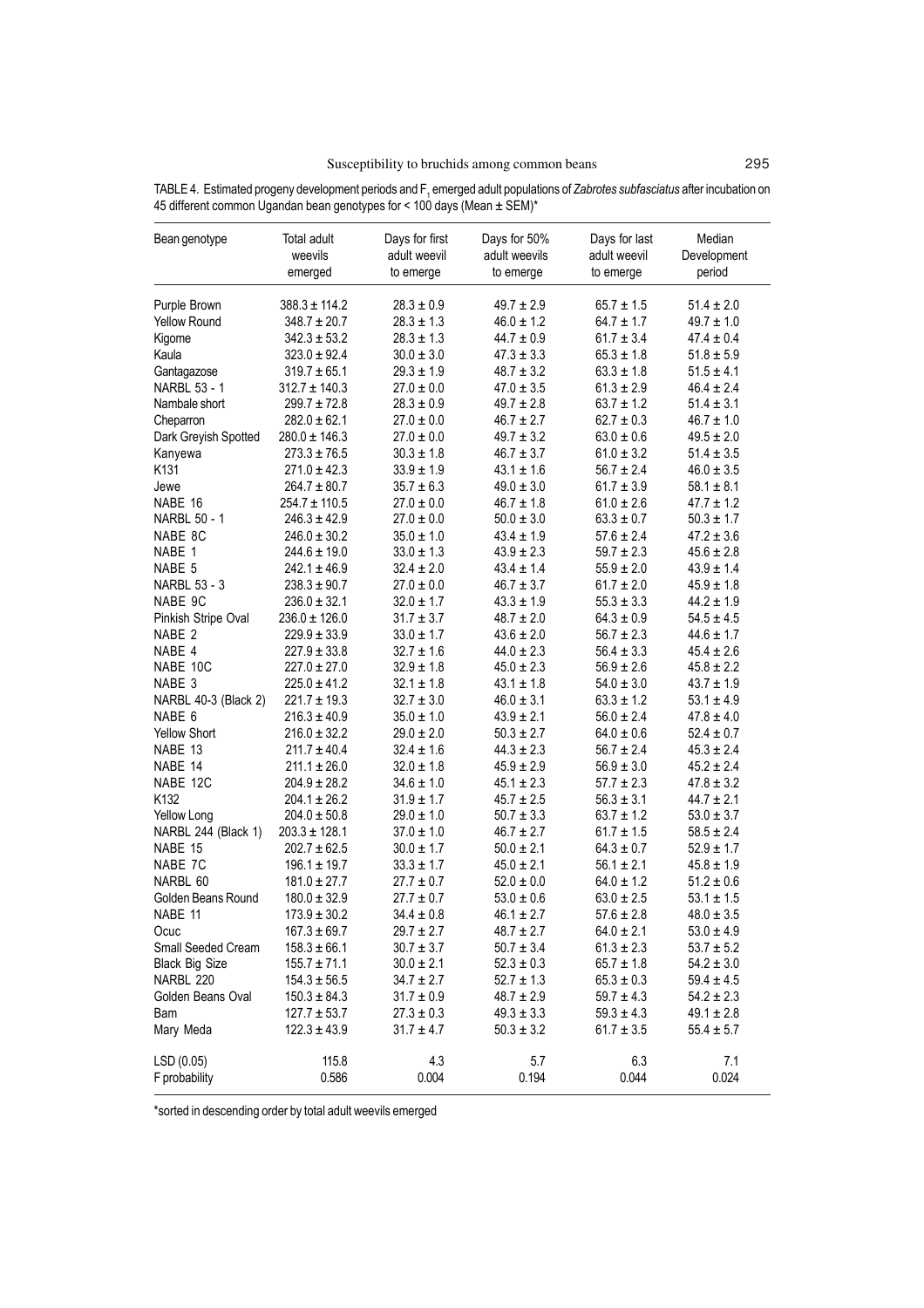TABLE 4. Estimated progeny development periods and $F_1$ emerged adult populations of *Zabrotes subfasciatus* after incubation on 45 different common Ugandan bean genotypes for < 100 days (Mean ± SEM)*

| Bean genotype | Total adult weevils emerged | Days for first adult weevil to emerge | Days for 50% adult weevils to emerge | Days for last adult weevil to emerge | Median Development period |
|---|---|---|---|---|---|
| Purple Brown | 388.3 ± 114.2 | 28.3 ± 0.9 | 49.7 ± 2.9 | 65.7 ± 1.5 | 51.4 ± 2.0 |
| Yellow Round | 348.7 ± 20.7 | 28.3 ± 1.3 | 46.0 ± 1.2 | 64.7 ± 1.7 | 49.7 ± 1.0 |
| Kigome | 342.3 ± 53.2 | 28.3 ± 1.3 | 44.7 ± 0.9 | 61.7 ± 3.4 | 47.4 ± 0.4 |
| Kaula | 323.0 ± 92.4 | 30.0 ± 3.0 | 47.3 ± 3.3 | 65.3 ± 1.8 | 51.8 ± 5.9 |
| Gantagazose | 319.7 ± 65.1 | 29.3 ± 1.9 | 48.7 ± 3.2 | 63.3 ± 1.8 | 51.5 ± 4.1 |
| NARBL 53 - 1 | 312.7 ± 140.3 | 27.0 ± 0.0 | 47.0 ± 3.5 | 61.3 ± 2.9 | 46.4 ± 2.4 |
| Nambale short | 299.7 ± 72.8 | 28.3 ± 0.9 | 49.7 ± 2.8 | 63.7 ± 1.2 | 51.4 ± 3.1 |
| Cheparron | 282.0 ± 62.1 | 27.0 ± 0.0 | 46.7 ± 2.7 | 62.7 ± 0.3 | 46.7 ± 1.0 |
| Dark Greyish Spotted | 280.0 ± 146.3 | 27.0 ± 0.0 | 49.7 ± 3.2 | 63.0 ± 0.6 | 49.5 ± 2.0 |
| Kanyewa | 273.3 ± 76.5 | 30.3 ± 1.8 | 46.7 ± 3.7 | 61.0 ± 3.2 | 51.4 ± 3.5 |
| K131 | 271.0 ± 42.3 | 33.9 ± 1.9 | 43.1 ± 1.6 | 56.7 ± 2.4 | 46.0 ± 3.5 |
| Jewe | 264.7 ± 80.7 | 35.7 ± 6.3 | 49.0 ± 3.0 | 61.7 ± 3.9 | 58.1 ± 8.1 |
| NABE 16 | 254.7 ± 110.5 | 27.0 ± 0.0 | 46.7 ± 1.8 | 61.0 ± 2.6 | 47.7 ± 1.2 |
| NARBL 50 - 1 | 246.3 ± 42.9 | 27.0 ± 0.0 | 50.0 ± 3.0 | 63.3 ± 0.7 | 50.3 ± 1.7 |
| NABE 8C | 246.0 ± 30.2 | 35.0 ± 1.0 | 43.4 ± 1.9 | 57.6 ± 2.4 | 47.2 ± 3.6 |
| NABE 1 | 244.6 ± 19.0 | 33.0 ± 1.3 | 43.9 ± 2.3 | 59.7 ± 2.3 | 45.6 ± 2.8 |
| NABE 5 | 242.1 ± 46.9 | 32.4 ± 2.0 | 43.4 ± 1.4 | 55.9 ± 2.0 | 43.9 ± 1.4 |
| NARBL 53 - 3 | 238.3 ± 90.7 | 27.0 ± 0.0 | 46.7 ± 3.7 | 61.7 ± 2.0 | 45.9 ± 1.8 |
| NABE 9C | 236.0 ± 32.1 | 32.0 ± 1.7 | 43.3 ± 1.9 | 55.3 ± 3.3 | 44.2 ± 1.9 |
| Pinkish Stripe Oval | 236.0 ± 126.0 | 31.7 ± 3.7 | 48.7 ± 2.0 | 64.3 ± 0.9 | 54.5 ± 4.5 |
| NABE 2 | 229.9 ± 33.9 | 33.0 ± 1.7 | 43.6 ± 2.0 | 56.7 ± 2.3 | 44.6 ± 1.7 |
| NABE 4 | 227.9 ± 33.8 | 32.7 ± 1.6 | 44.0 ± 2.3 | 56.4 ± 3.3 | 45.4 ± 2.6 |
| NABE 10C | 227.0 ± 27.0 | 32.9 ± 1.8 | 45.0 ± 2.3 | 56.9 ± 2.6 | 45.8 ± 2.2 |
| NABE 3 | 225.0 ± 41.2 | 32.1 ± 1.8 | 43.1 ± 1.8 | 54.0 ± 3.0 | 43.7 ± 1.9 |
| NARBL 40-3 (Black 2) | 221.7 ± 19.3 | 32.7 ± 3.0 | 46.0 ± 3.1 | 63.3 ± 1.2 | 53.1 ± 4.9 |
| NABE 6 | 216.3 ± 40.9 | 35.0 ± 1.0 | 43.9 ± 2.1 | 56.0 ± 2.4 | 47.8 ± 4.0 |
| Yellow Short | 216.0 ± 32.2 | 29.0 ± 2.0 | 50.3 ± 2.7 | 64.0 ± 0.6 | 52.4 ± 0.7 |
| NABE 13 | 211.7 ± 40.4 | 32.4 ± 1.6 | 44.3 ± 2.3 | 56.7 ± 2.4 | 45.3 ± 2.4 |
| NABE 14 | 211.1 ± 26.0 | 32.0 ± 1.8 | 45.9 ± 2.9 | 56.9 ± 3.0 | 45.2 ± 2.4 |
| NABE 12C | 204.9 ± 28.2 | 34.6 ± 1.0 | 45.1 ± 2.3 | 57.7 ± 2.3 | 47.8 ± 3.2 |
| K132 | 204.1 ± 26.2 | 31.9 ± 1.7 | 45.7 ± 2.5 | 56.3 ± 3.1 | 44.7 ± 2.1 |
| Yellow Long | 204.0 ± 50.8 | 29.0 ± 1.0 | 50.7 ± 3.3 | 63.7 ± 1.2 | 53.0 ± 3.7 |
| NARBL 244 (Black 1) | 203.3 ± 128.1 | 37.0 ± 1.0 | 46.7 ± 2.7 | 61.7 ± 1.5 | 58.5 ± 2.4 |
| NABE 15 | 202.7 ± 62.5 | 30.0 ± 1.7 | 50.0 ± 2.1 | 64.3 ± 0.7 | 52.9 ± 1.7 |
| NABE 7C | 196.1 ± 19.7 | 33.3 ± 1.7 | 45.0 ± 2.1 | 56.1 ± 2.1 | 45.8 ± 1.9 |
| NARBL 60 | 181.0 ± 27.7 | 27.7 ± 0.7 | 52.0 ± 0.0 | 64.0 ± 1.2 | 51.2 ± 0.6 |
| Golden Beans Round | 180.0 ± 32.9 | 27.7 ± 0.7 | 53.0 ± 0.6 | 63.0 ± 2.5 | 53.1 ± 1.5 |
| NABE 11 | 173.9 ± 30.2 | 34.4 ± 0.8 | 46.1 ± 2.7 | 57.6 ± 2.8 | 48.0 ± 3.5 |
| Ocuc | 167.3 ± 69.7 | 29.7 ± 2.7 | 48.7 ± 2.7 | 64.0 ± 2.1 | 53.0 ± 4.9 |
| Small Seeded Cream | 158.3 ± 66.1 | 30.7 ± 3.7 | 50.7 ± 3.4 | 61.3 ± 2.3 | 53.7 ± 5.2 |
| Black Big Size | 155.7 ± 71.1 | 30.0 ± 2.1 | 52.3 ± 0.3 | 65.7 ± 1.8 | 54.2 ± 3.0 |
| NARBL 220 | 154.3 ± 56.5 | 34.7 ± 2.7 | 52.7 ± 1.3 | 65.3 ± 0.3 | 59.4 ± 4.5 |
| Golden Beans Oval | 150.3 ± 84.3 | 31.7 ± 0.9 | 48.7 ± 2.9 | 59.7 ± 4.3 | 54.2 ± 2.3 |
| Bam | 127.7 ± 53.7 | 27.3 ± 0.3 | 49.3 ± 3.3 | 59.3 ± 4.3 | 49.1 ± 2.8 |
| Mary Meda | 122.3 ± 43.9 | 31.7 ± 4.7 | 50.3 ± 3.2 | 61.7 ± 3.5 | 55.4 ± 5.7 |
| LSD (0.05) | 115.8 | 4.3 | 5.7 | 6.3 | 7.1 |
| F probability | 0.586 | 0.004 | 0.194 | 0.044 | 0.024 |

*sorted in descending order by total adult weevils emerged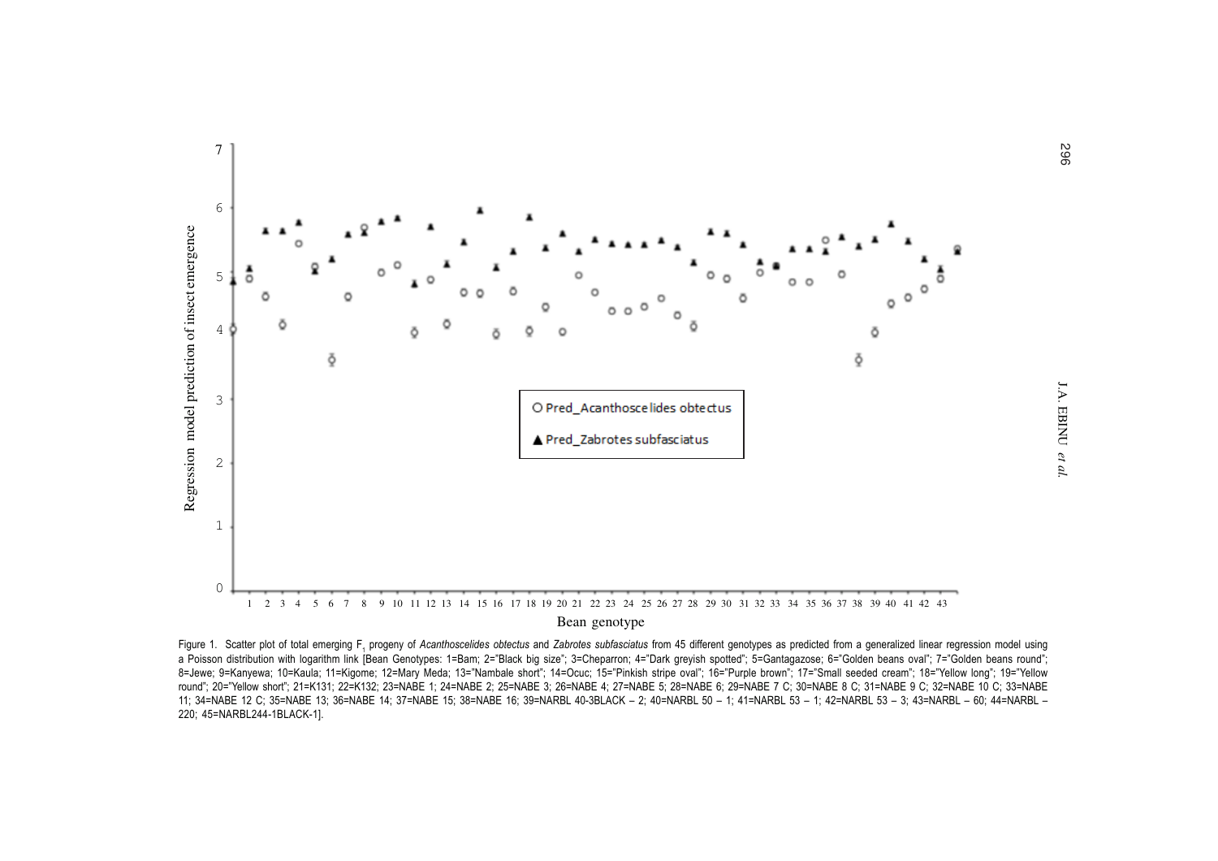Figure 1. Scatter plot of total emerging $F_1$ progeny of *Acanthoscelides obtectus* and *Zabrotes subfasciatus* from 45 different genotypes as predicted from a generalized linear regression model using a Poisson distribution with logarithm link [Bean Genotypes: 1=Bam; 2="Black big size"; 3=Cheparron; 4="Dark greyish spotted"; 5=Gantagazose; 6="Golden beans oval"; 7="Golden beans round"; 8=Jewe; 9=Kanyewa; 10=Kaula; 11=Kigome; 12=Mary Meda; 13="Nambale short"; 14=Ocuc; 15="Pinkish stripe oval"; 16="Purple brown"; 17="Small seeded cream"; 18="Yellow long"; 19="Yellow round"; 20="Yellow short"; 21=K131; 22=K132; 23=NABE 1; 24=NABE 2; 25=NABE 3; 26=NABE 4; 27=NABE 5; 28=NABE 6; 29=NABE 7 C; 30=NABE 8 C; 31=NABE 9 C; 32=NABE 10 C; 33=NABE 11; 34=NABE 12 C; 35=NABE 13; 36=NABE 14; 37=NABE 15; 38=NABE 16; 39=NARBL 40-3BLACK – 2; 40=NARBL 50 – 1; 41=NARBL 53 – 1; 42=NARBL 53 – 3; 43=NARBL – 60; 44=NARBL – 220; 45=NARBL244-1BLACK-1].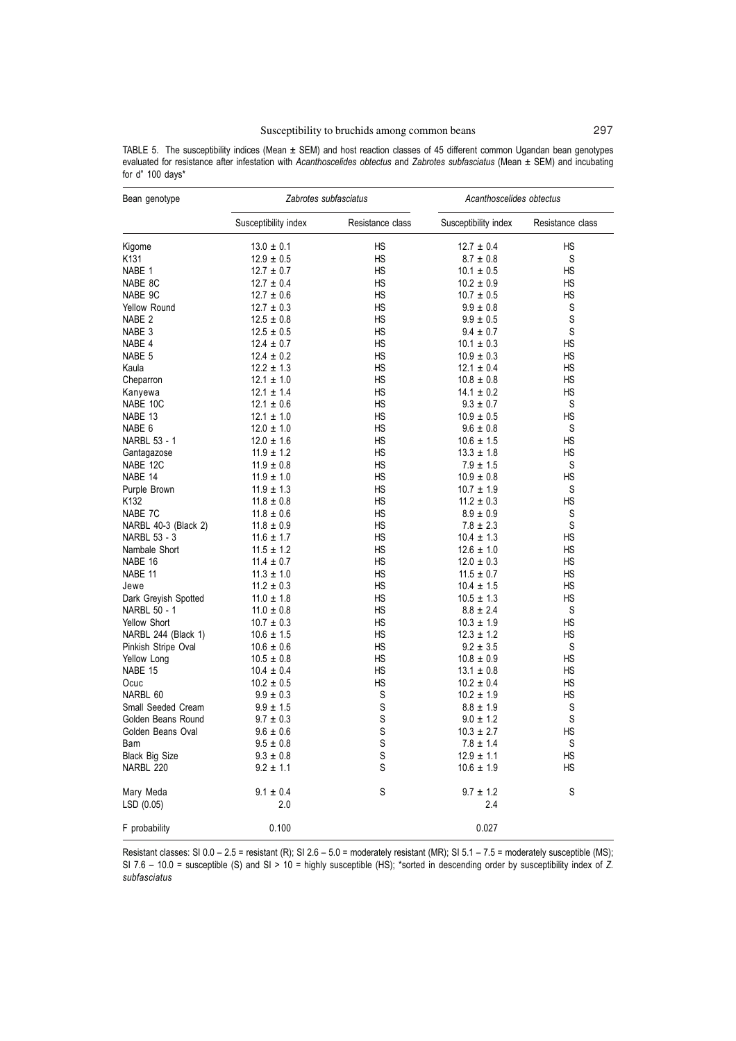TABLE 5. The susceptibility indices (Mean ± SEM) and host reaction classes of 45 different common Ugandan bean genotypes evaluated for resistance after infestation with *Acanthoscelides obtectus* and *Zabrotes subfasciatus* (Mean ± SEM) and incubating for d" 100 days*

| Bean genotype | *Zabrotes subfasciatus* | | *Acanthoscelides obtectus* | |
|---|---|---|---|---|
| | Susceptibility index | Resistance class | Susceptibility index | Resistance class |
| Kigome | 13.0 ± 0.1 | HS | 12.7 ± 0.4 | HS |
| K131 | 12.9 ± 0.5 | HS | 8.7 ± 0.8 | S |
| NABE 1 | 12.7 ± 0.7 | HS | 10.1 ± 0.5 | HS |
| NABE 8C | 12.7 ± 0.4 | HS | 10.2 ± 0.9 | HS |
| NABE 9C | 12.7 ± 0.6 | HS | 10.7 ± 0.5 | HS |
| Yellow Round | 12.7 ± 0.3 | HS | 9.9 ± 0.8 | S |
| NABE 2 | 12.5 ± 0.8 | HS | 9.9 ± 0.5 | S |
| NABE 3 | 12.5 ± 0.5 | HS | 9.4 ± 0.7 | S |
| NABE 4 | 12.4 ± 0.7 | HS | 10.1 ± 0.3 | HS |
| NABE 5 | 12.4 ± 0.2 | HS | 10.9 ± 0.3 | HS |
| Kaula | 12.2 ± 1.3 | HS | 12.1 ± 0.4 | HS |
| Cheparron | 12.1 ± 1.0 | HS | 10.8 ± 0.8 | HS |
| Kanyewa | 12.1 ± 1.4 | HS | 14.1 ± 0.2 | HS |
| NABE 10C | 12.1 ± 0.6 | HS | 9.3 ± 0.7 | S |
| NABE 13 | 12.1 ± 1.0 | HS | 10.9 ± 0.5 | HS |
| NABE 6 | 12.0 ± 1.0 | HS | 9.6 ± 0.8 | S |
| NARBL 53 - 1 | 12.0 ± 1.6 | HS | 10.6 ± 1.5 | HS |
| Gantagazose | 11.9 ± 1.2 | HS | 13.3 ± 1.8 | HS |
| NABE 12C | 11.9 ± 0.8 | HS | 7.9 ± 1.5 | S |
| NABE 14 | 11.9 ± 1.0 | HS | 10.9 ± 0.8 | HS |
| Purple Brown | 11.9 ± 1.3 | HS | 10.7 ± 1.9 | S |
| K132 | 11.8 ± 0.8 | HS | 11.2 ± 0.3 | HS |
| NABE 7C | 11.8 ± 0.6 | HS | 8.9 ± 0.9 | S |
| NARBL 40-3 (Black 2) | 11.8 ± 0.9 | HS | 7.8 ± 2.3 | S |
| NARBL 53 - 3 | 11.6 ± 1.7 | HS | 10.4 ± 1.3 | HS |
| Nambale Short | 11.5 ± 1.2 | HS | 12.6 ± 1.0 | HS |
| NABE 16 | 11.4 ± 0.7 | HS | 12.0 ± 0.3 | HS |
| NABE 11 | 11.3 ± 1.0 | HS | 11.5 ± 0.7 | HS |
| Jewe | 11.2 ± 0.3 | HS | 10.4 ± 1.5 | HS |
| Dark Greyish Spotted | 11.0 ± 1.8 | HS | 10.5 ± 1.3 | HS |
| NARBL 50 - 1 | 11.0 ± 0.8 | HS | 8.8 ± 2.4 | S |
| Yellow Short | 10.7 ± 0.3 | HS | 10.3 ± 1.9 | HS |
| NARBL 244 (Black 1) | 10.6 ± 1.5 | HS | 12.3 ± 1.2 | HS |
| Pinkish Stripe Oval | 10.6 ± 0.6 | HS | 9.2 ± 3.5 | S |
| Yellow Long | 10.5 ± 0.8 | HS | 10.8 ± 0.9 | HS |
| NABE 15 | 10.4 ± 0.4 | HS | 13.1 ± 0.8 | HS |
| Ocuc | 10.2 ± 0.5 | HS | 10.2 ± 0.4 | HS |
| NARBL 60 | 9.9 ± 0.3 | S | 10.2 ± 1.9 | HS |
| Small Seeded Cream | 9.9 ± 1.5 | S | 8.8 ± 1.9 | S |
| Golden Beans Round | 9.7 ± 0.3 | S | 9.0 ± 1.2 | S |
| Golden Beans Oval | 9.6 ± 0.6 | S | 10.3 ± 2.7 | HS |
| Bam | 9.5 ± 0.8 | S | 7.8 ± 1.4 | S |
| Black Big Size | 9.3 ± 0.8 | S | 12.9 ± 1.1 | HS |
| NARBL 220 | 9.2 ± 1.1 | S | 10.6 ± 1.9 | HS |
| Mary Meda | 9.1 ± 0.4 | S | 9.7 ± 1.2 | S |
| LSD (0.05) | 2.0 | | 2.4 | |
| F probability | 0.100 | | 0.027 | |

Resistant classes: SI 0.0 – 2.5 = resistant (R); SI 2.6 – 5.0 = moderately resistant (MR); SI 5.1 – 7.5 = moderately susceptible (MS); SI 7.6 – 10.0 = susceptible (S) and SI > 10 = highly susceptible (HS); *sorted in descending order by susceptibility index of *Z. subfasciatus*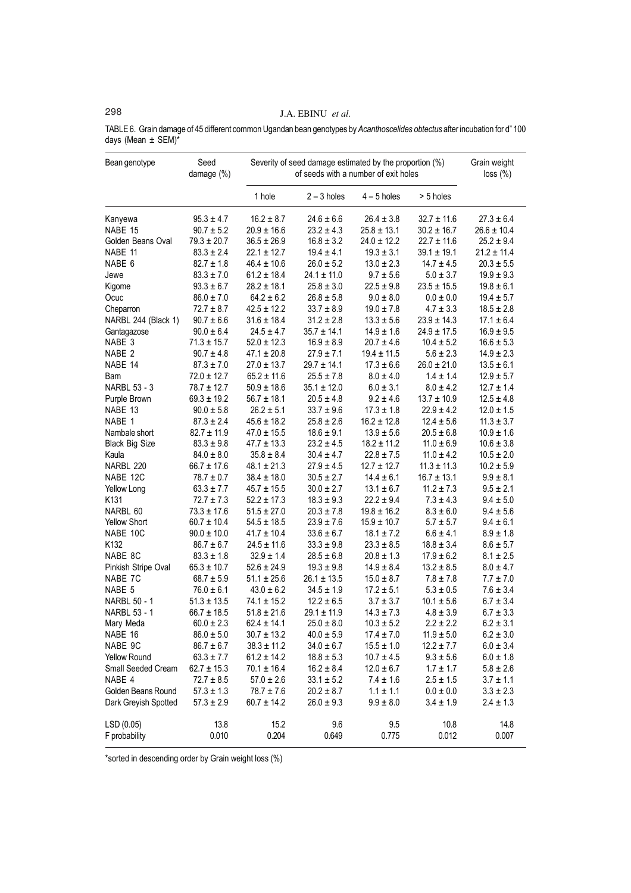TABLE 6. Grain damage of 45 different common Ugandan bean genotypes by *Acanthoscelides obtectus* after incubation for d" 100 days (Mean ± SEM)*

| Bean genotype | Seed damage (%) | Severity of seed damage estimated by the proportion (%) of seeds with a number of exit holes | | | | Grain weight loss (%) |
|---|---|---|---|---|---|---|
| | | 1 hole | 2 – 3 holes | 4 – 5 holes | > 5 holes | |
| Kanyewa | 95.3 ± 4.7 | 16.2 ± 8.7 | 24.6 ± 6.6 | 26.4 ± 3.8 | 32.7 ± 11.6 | 27.3 ± 6.4 |
| NABE 15 | 90.7 ± 5.2 | 20.9 ± 16.6 | 23.2 ± 4.3 | 25.8 ± 13.1 | 30.2 ± 16.7 | 26.6 ± 10.4 |
| Golden Beans Oval | 79.3 ± 20.7 | 36.5 ± 26.9 | 16.8 ± 3.2 | 24.0 ± 12.2 | 22.7 ± 11.6 | 25.2 ± 9.4 |
| NABE 11 | 83.3 ± 2.4 | 22.1 ± 12.7 | 19.4 ± 4.1 | 19.3 ± 3.1 | 39.1 ± 19.1 | 21.2 ± 11.4 |
| NABE 6 | 82.7 ± 1.8 | 46.4 ± 10.6 | 26.0 ± 5.2 | 13.0 ± 2.3 | 14.7 ± 4.5 | 20.3 ± 5.5 |
| Jewe | 83.3 ± 7.0 | 61.2 ± 18.4 | 24.1 ± 11.0 | 9.7 ± 5.6 | 5.0 ± 3.7 | 19.9 ± 9.3 |
| Kigome | 93.3 ± 6.7 | 28.2 ± 18.1 | 25.8 ± 3.0 | 22.5 ± 9.8 | 23.5 ± 15.5 | 19.8 ± 6.1 |
| Ocuc | 86.0 ± 7.0 | 64.2 ± 6.2 | 26.8 ± 5.8 | 9.0 ± 8.0 | 0.0 ± 0.0 | 19.4 ± 5.7 |
| Cheparron | 72.7 ± 8.7 | 42.5 ± 12.2 | 33.7 ± 8.9 | 19.0 ± 7.8 | 4.7 ± 3.3 | 18.5 ± 2.8 |
| NARBL 244 (Black 1) | 90.7 ± 6.6 | 31.6 ± 18.4 | 31.2 ± 2.8 | 13.3 ± 5.6 | 23.9 ± 14.3 | 17.1 ± 6.4 |
| Gantagazose | 90.0 ± 6.4 | 24.5 ± 4.7 | 35.7 ± 14.1 | 14.9 ± 1.6 | 24.9 ± 17.5 | 16.9 ± 9.5 |
| NABE 3 | 71.3 ± 15.7 | 52.0 ± 12.3 | 16.9 ± 8.9 | 20.7 ± 4.6 | 10.4 ± 5.2 | 16.6 ± 5.3 |
| NABE 2 | 90.7 ± 4.8 | 47.1 ± 20.8 | 27.9 ± 7.1 | 19.4 ± 11.5 | 5.6 ± 2.3 | 14.9 ± 2.3 |
| NABE 14 | 87.3 ± 7.0 | 27.0 ± 13.7 | 29.7 ± 14.1 | 17.3 ± 6.6 | 26.0 ± 21.0 | 13.5 ± 6.1 |
| Bam | 72.0 ± 12.7 | 65.2 ± 11.6 | 25.5 ± 7.8 | 8.0 ± 4.0 | 1.4 ± 1.4 | 12.9 ± 5.7 |
| NARBL 53 - 3 | 78.7 ± 12.7 | 50.9 ± 18.6 | 35.1 ± 12.0 | 6.0 ± 3.1 | 8.0 ± 4.2 | 12.7 ± 1.4 |
| Purple Brown | 69.3 ± 19.2 | 56.7 ± 18.1 | 20.5 ± 4.8 | 9.2 ± 4.6 | 13.7 ± 10.9 | 12.5 ± 4.8 |
| NABE 13 | 90.0 ± 5.8 | 26.2 ± 5.1 | 33.7 ± 9.6 | 17.3 ± 1.8 | 22.9 ± 4.2 | 12.0 ± 1.5 |
| NABE 1 | 87.3 ± 2.4 | 45.6 ± 18.2 | 25.8 ± 2.6 | 16.2 ± 12.8 | 12.4 ± 5.6 | 11.3 ± 3.7 |
| Nambale short | 82.7 ± 11.9 | 47.0 ± 15.5 | 18.6 ± 9.1 | 13.9 ± 5.6 | 20.5 ± 6.8 | 10.9 ± 1.6 |
| Black Big Size | 83.3 ± 9.8 | 47.7 ± 13.3 | 23.2 ± 4.5 | 18.2 ± 11.2 | 11.0 ± 6.9 | 10.6 ± 3.8 |
| Kaula | 84.0 ± 8.0 | 35.8 ± 8.4 | 30.4 ± 4.7 | 22.8 ± 7.5 | 11.0 ± 4.2 | 10.5 ± 2.0 |
| NARBL 220 | 66.7 ± 17.6 | 48.1 ± 21.3 | 27.9 ± 4.5 | 12.7 ± 12.7 | 11.3 ± 11.3 | 10.2 ± 5.9 |
| NABE 12C | 78.7 ± 0.7 | 38.4 ± 18.0 | 30.5 ± 2.7 | 14.4 ± 6.1 | 16.7 ± 13.1 | 9.9 ± 8.1 |
| Yellow Long | 63.3 ± 7.7 | 45.7 ± 15.5 | 30.0 ± 2.7 | 13.1 ± 6.7 | 11.2 ± 7.3 | 9.5 ± 2.1 |
| K131 | 72.7 ± 7.3 | 52.2 ± 17.3 | 18.3 ± 9.3 | 22.2 ± 9.4 | 7.3 ± 4.3 | 9.4 ± 5.0 |
| NARBL 60 | 73.3 ± 17.6 | 51.5 ± 27.0 | 20.3 ± 7.8 | 19.8 ± 16.2 | 8.3 ± 6.0 | 9.4 ± 5.6 |
| Yellow Short | 60.7 ± 10.4 | 54.5 ± 18.5 | 23.9 ± 7.6 | 15.9 ± 10.7 | 5.7 ± 5.7 | 9.4 ± 6.1 |
| NABE 10C | 90.0 ± 10.0 | 41.7 ± 10.4 | 33.6 ± 6.7 | 18.1 ± 7.2 | 6.6 ± 4.1 | 8.9 ± 1.8 |
| K132 | 86.7 ± 6.7 | 24.5 ± 11.6 | 33.3 ± 9.8 | 23.3 ± 8.5 | 18.8 ± 3.4 | 8.6 ± 5.7 |
| NABE 8C | 83.3 ± 1.8 | 32.9 ± 1.4 | 28.5 ± 6.8 | 20.8 ± 1.3 | 17.9 ± 6.2 | 8.1 ± 2.5 |
| Pinkish Stripe Oval | 65.3 ± 10.7 | 52.6 ± 24.9 | 19.3 ± 9.8 | 14.9 ± 8.4 | 13.2 ± 8.5 | 8.0 ± 4.7 |
| NABE 7C | 68.7 ± 5.9 | 51.1 ± 25.6 | 26.1 ± 13.5 | 15.0 ± 8.7 | 7.8 ± 7.8 | 7.7 ± 7.0 |
| NABE 5 | 76.0 ± 6.1 | 43.0 ± 6.2 | 34.5 ± 1.9 | 17.2 ± 5.1 | 5.3 ± 0.5 | 7.6 ± 3.4 |
| NARBL 50 - 1 | 51.3 ± 13.5 | 74.1 ± 15.2 | 12.2 ± 6.5 | 3.7 ± 3.7 | 10.1 ± 5.6 | 6.7 ± 3.4 |
| NARBL 53 - 1 | 66.7 ± 18.5 | 51.8 ± 21.6 | 29.1 ± 11.9 | 14.3 ± 7.3 | 4.8 ± 3.9 | 6.7 ± 3.3 |
| Mary Meda | 60.0 ± 2.3 | 62.4 ± 14.1 | 25.0 ± 8.0 | 10.3 ± 5.2 | 2.2 ± 2.2 | 6.2 ± 3.1 |
| NABE 16 | 86.0 ± 5.0 | 30.7 ± 13.2 | 40.0 ± 5.9 | 17.4 ± 7.0 | 11.9 ± 5.0 | 6.2 ± 3.0 |
| NABE 9C | 86.7 ± 6.7 | 38.3 ± 11.2 | 34.0 ± 6.7 | 15.5 ± 1.0 | 12.2 ± 7.7 | 6.0 ± 3.4 |
| Yellow Round | 63.3 ± 7.7 | 61.2 ± 14.2 | 18.8 ± 5.3 | 10.7 ± 4.5 | 9.3 ± 5.6 | 6.0 ± 1.8 |
| Small Seeded Cream | 62.7 ± 15.3 | 70.1 ± 16.4 | 16.2 ± 8.4 | 12.0 ± 6.7 | 1.7 ± 1.7 | 5.8 ± 2.6 |
| NABE 4 | 72.7 ± 8.5 | 57.0 ± 2.6 | 33.1 ± 5.2 | 7.4 ± 1.6 | 2.5 ± 1.5 | 3.7 ± 1.1 |
| Golden Beans Round | 57.3 ± 1.3 | 78.7 ± 7.6 | 20.2 ± 8.7 | 1.1 ± 1.1 | 0.0 ± 0.0 | 3.3 ± 2.3 |
| Dark Greyish Spotted | 57.3 ± 2.9 | 60.7 ± 14.2 | 26.0 ± 9.3 | 9.9 ± 8.0 | 3.4 ± 1.9 | 2.4 ± 1.3 |
| LSD (0.05) | 13.8 | 15.2 | 9.6 | 9.5 | 10.8 | 14.8 |
| F probability | 0.010 | 0.204 | 0.649 | 0.775 | 0.012 | 0.007 |

*sorted in descending order by Grain weight loss (%)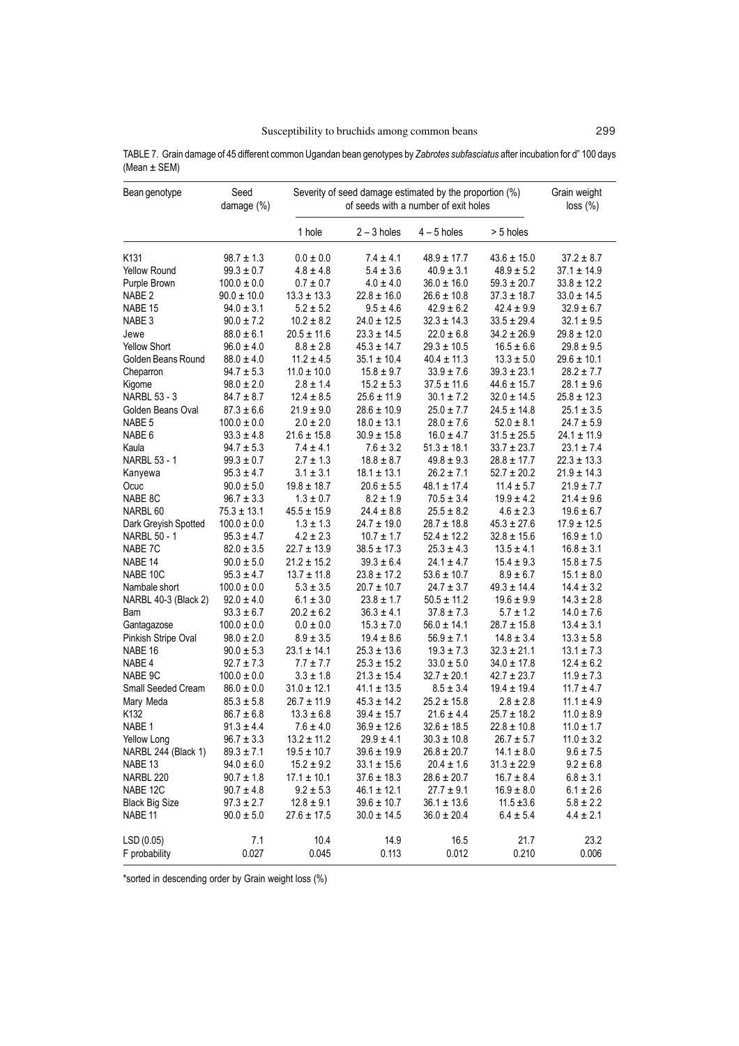TABLE 7. Grain damage of 45 different common Ugandan bean genotypes by *Zabrotes subfasciatus* after incubation for d" 100 days (Mean ± SEM)

| Bean genotype | Seed damage (%) | Severity of seed damage estimated by the proportion (%) of seeds with a number of exit holes | | | | Grain weight loss (%) |
|---|---|---|---|---|---|---|
| | | 1 hole | 2 – 3 holes | 4 – 5 holes | > 5 holes | |
| K131 | 98.7 ± 1.3 | 0.0 ± 0.0 | 7.4 ± 4.1 | 48.9 ± 17.7 | 43.6 ± 15.0 | 37.2 ± 8.7 |
| Yellow Round | 99.3 ± 0.7 | 4.8 ± 4.8 | 5.4 ± 3.6 | 40.9 ± 3.1 | 48.9 ± 5.2 | 37.1 ± 14.9 |
| Purple Brown | 100.0 ± 0.0 | 0.7 ± 0.7 | 4.0 ± 4.0 | 36.0 ± 16.0 | 59.3 ± 20.7 | 33.8 ± 12.2 |
| NABE 2 | 90.0 ± 10.0 | 13.3 ± 13.3 | 22.8 ± 16.0 | 26.6 ± 10.8 | 37.3 ± 18.7 | 33.0 ± 14.5 |
| NABE 15 | 94.0 ± 3.1 | 5.2 ± 5.2 | 9.5 ± 4.6 | 42.9 ± 6.2 | 42.4 ± 9.9 | 32.9 ± 6.7 |
| NABE 3 | 90.0 ± 7.2 | 10.2 ± 8.2 | 24.0 ± 12.5 | 32.3 ± 14.3 | 33.5 ± 29.4 | 32.1 ± 9.5 |
| Jewe | 88.0 ± 6.1 | 20.5 ± 11.6 | 23.3 ± 14.5 | 22.0 ± 6.8 | 34.2 ± 26.9 | 29.8 ± 12.0 |
| Yellow Short | 96.0 ± 4.0 | 8.8 ± 2.8 | 45.3 ± 14.7 | 29.3 ± 10.5 | 16.5 ± 6.6 | 29.8 ± 9.5 |
| Golden Beans Round | 88.0 ± 4.0 | 11.2 ± 4.5 | 35.1 ± 10.4 | 40.4 ± 11.3 | 13.3 ± 5.0 | 29.6 ± 10.1 |
| Cheparron | 94.7 ± 5.3 | 11.0 ± 10.0 | 15.8 ± 9.7 | 33.9 ± 7.6 | 39.3 ± 23.1 | 28.2 ± 7.7 |
| Kigome | 98.0 ± 2.0 | 2.8 ± 1.4 | 15.2 ± 5.3 | 37.5 ± 11.6 | 44.6 ± 15.7 | 28.1 ± 9.6 |
| NARBL 53 - 3 | 84.7 ± 8.7 | 12.4 ± 8.5 | 25.6 ± 11.9 | 30.1 ± 7.2 | 32.0 ± 14.5 | 25.8 ± 12.3 |
| Golden Beans Oval | 87.3 ± 6.6 | 21.9 ± 9.0 | 28.6 ± 10.9 | 25.0 ± 7.7 | 24.5 ± 14.8 | 25.1 ± 3.5 |
| NABE 5 | 100.0 ± 0.0 | 2.0 ± 2.0 | 18.0 ± 13.1 | 28.0 ± 7.6 | 52.0 ± 8.1 | 24.7 ± 5.9 |
| NABE 6 | 93.3 ± 4.8 | 21.6 ± 15.8 | 30.9 ± 15.8 | 16.0 ± 4.7 | 31.5 ± 25.5 | 24.1 ± 11.9 |
| Kaula | 94.7 ± 5.3 | 7.4 ± 4.1 | 7.6 ± 3.2 | 51.3 ± 18.1 | 33.7 ± 23.7 | 23.1 ± 7.4 |
| NARBL 53 - 1 | 99.3 ± 0.7 | 2.7 ± 1.3 | 18.8 ± 8.7 | 49.8 ± 9.3 | 28.8 ± 17.7 | 22.3 ± 13.3 |
| Kanyewa | 95.3 ± 4.7 | 3.1 ± 3.1 | 18.1 ± 13.1 | 26.2 ± 7.1 | 52.7 ± 20.2 | 21.9 ± 14.3 |
| Ocuc | 90.0 ± 5.0 | 19.8 ± 18.7 | 20.6 ± 5.5 | 48.1 ± 17.4 | 11.4 ± 5.7 | 21.9 ± 7.7 |
| NABE 8C | 96.7 ± 3.3 | 1.3 ± 0.7 | 8.2 ± 1.9 | 70.5 ± 3.4 | 19.9 ± 4.2 | 21.4 ± 9.6 |
| NARBL 60 | 75.3 ± 13.1 | 45.5 ± 15.9 | 24.4 ± 8.8 | 25.5 ± 8.2 | 4.6 ± 2.3 | 19.6 ± 6.7 |
| Dark Greyish Spotted | 100.0 ± 0.0 | 1.3 ± 1.3 | 24.7 ± 19.0 | 28.7 ± 18.8 | 45.3 ± 27.6 | 17.9 ± 12.5 |
| NARBL 50 - 1 | 95.3 ± 4.7 | 4.2 ± 2.3 | 10.7 ± 1.7 | 52.4 ± 12.2 | 32.8 ± 15.6 | 16.9 ± 1.0 |
| NABE 7C | 82.0 ± 3.5 | 22.7 ± 13.9 | 38.5 ± 17.3 | 25.3 ± 4.3 | 13.5 ± 4.1 | 16.8 ± 3.1 |
| NABE 14 | 90.0 ± 5.0 | 21.2 ± 15.2 | 39.3 ± 6.4 | 24.1 ± 4.7 | 15.4 ± 9.3 | 15.8 ± 7.5 |
| NABE 10C | 95.3 ± 4.7 | 13.7 ± 11.8 | 23.8 ± 17.2 | 53.6 ± 10.7 | 8.9 ± 6.7 | 15.1 ± 8.0 |
| Nambale short | 100.0 ± 0.0 | 5.3 ± 3.5 | 20.7 ± 10.7 | 24.7 ± 3.7 | 49.3 ± 14.4 | 14.4 ± 3.2 |
| NARBL 40-3 (Black 2) | 92.0 ± 4.0 | 6.1 ± 3.0 | 23.8 ± 1.7 | 50.5 ± 11.2 | 19.6 ± 9.9 | 14.3 ± 2.8 |
| Bam | 93.3 ± 6.7 | 20.2 ± 6.2 | 36.3 ± 4.1 | 37.8 ± 7.3 | 5.7 ± 1.2 | 14.0 ± 7.6 |
| Gantagazose | 100.0 ± 0.0 | 0.0 ± 0.0 | 15.3 ± 7.0 | 56.0 ± 14.1 | 28.7 ± 15.8 | 13.4 ± 3.1 |
| Pinkish Stripe Oval | 98.0 ± 2.0 | 8.9 ± 3.5 | 19.4 ± 8.6 | 56.9 ± 7.1 | 14.8 ± 3.4 | 13.3 ± 5.8 |
| NABE 16 | 90.0 ± 5.3 | 23.1 ± 14.1 | 25.3 ± 13.6 | 19.3 ± 7.3 | 32.3 ± 21.1 | 13.1 ± 7.3 |
| NABE 4 | 92.7 ± 7.3 | 7.7 ± 7.7 | 25.3 ± 15.2 | 33.0 ± 5.0 | 34.0 ± 17.8 | 12.4 ± 6.2 |
| NABE 9C | 100.0 ± 0.0 | 3.3 ± 1.8 | 21.3 ± 15.4 | 32.7 ± 20.1 | 42.7 ± 23.7 | 11.9 ± 7.3 |
| Small Seeded Cream | 86.0 ± 0.0 | 31.0 ± 12.1 | 41.1 ± 13.5 | 8.5 ± 3.4 | 19.4 ± 19.4 | 11.7 ± 4.7 |
| Mary Meda | 85.3 ± 5.8 | 26.7 ± 11.9 | 45.3 ± 14.2 | 25.2 ± 15.8 | 2.8 ± 2.8 | 11.1 ± 4.9 |
| K132 | 86.7 ± 6.8 | 13.3 ± 6.8 | 39.4 ± 15.7 | 21.6 ± 4.4 | 25.7 ± 18.2 | 11.0 ± 8.9 |
| NABE 1 | 91.3 ± 4.4 | 7.6 ± 4.0 | 36.9 ± 12.6 | 32.6 ± 18.5 | 22.8 ± 10.8 | 11.0 ± 1.7 |
| Yellow Long | 96.7 ± 3.3 | 13.2 ± 11.2 | 29.9 ± 4.1 | 30.3 ± 10.8 | 26.7 ± 5.7 | 11.0 ± 3.2 |
| NARBL 244 (Black 1) | 89.3 ± 7.1 | 19.5 ± 10.7 | 39.6 ± 19.9 | 26.8 ± 20.7 | 14.1 ± 8.0 | 9.6 ± 7.5 |
| NABE 13 | 94.0 ± 6.0 | 15.2 ± 9.2 | 33.1 ± 15.6 | 20.4 ± 1.6 | 31.3 ± 22.9 | 9.2 ± 6.8 |
| NARBL 220 | 90.7 ± 1.8 | 17.1 ± 10.1 | 37.6 ± 18.3 | 28.6 ± 20.7 | 16.7 ± 8.4 | 6.8 ± 3.1 |
| NABE 12C | 90.7 ± 4.8 | 9.2 ± 5.3 | 46.1 ± 12.1 | 27.7 ± 9.1 | 16.9 ± 8.0 | 6.1 ± 2.6 |
| Black Big Size | 97.3 ± 2.7 | 12.8 ± 9.1 | 39.6 ± 10.7 | 36.1 ± 13.6 | 11.5 ±3.6 | 5.8 ± 2.2 |
| NABE 11 | 90.0 ± 5.0 | 27.6 ± 17.5 | 30.0 ± 14.5 | 36.0 ± 20.4 | 6.4 ± 5.4 | 4.4 ± 2.1 |
| LSD (0.05) | 7.1 | 10.4 | 14.9 | 16.5 | 21.7 | 23.2 |
| F probability | 0.027 | 0.045 | 0.113 | 0.012 | 0.210 | 0.006 |

*sorted in descending order by Grain weight loss (%)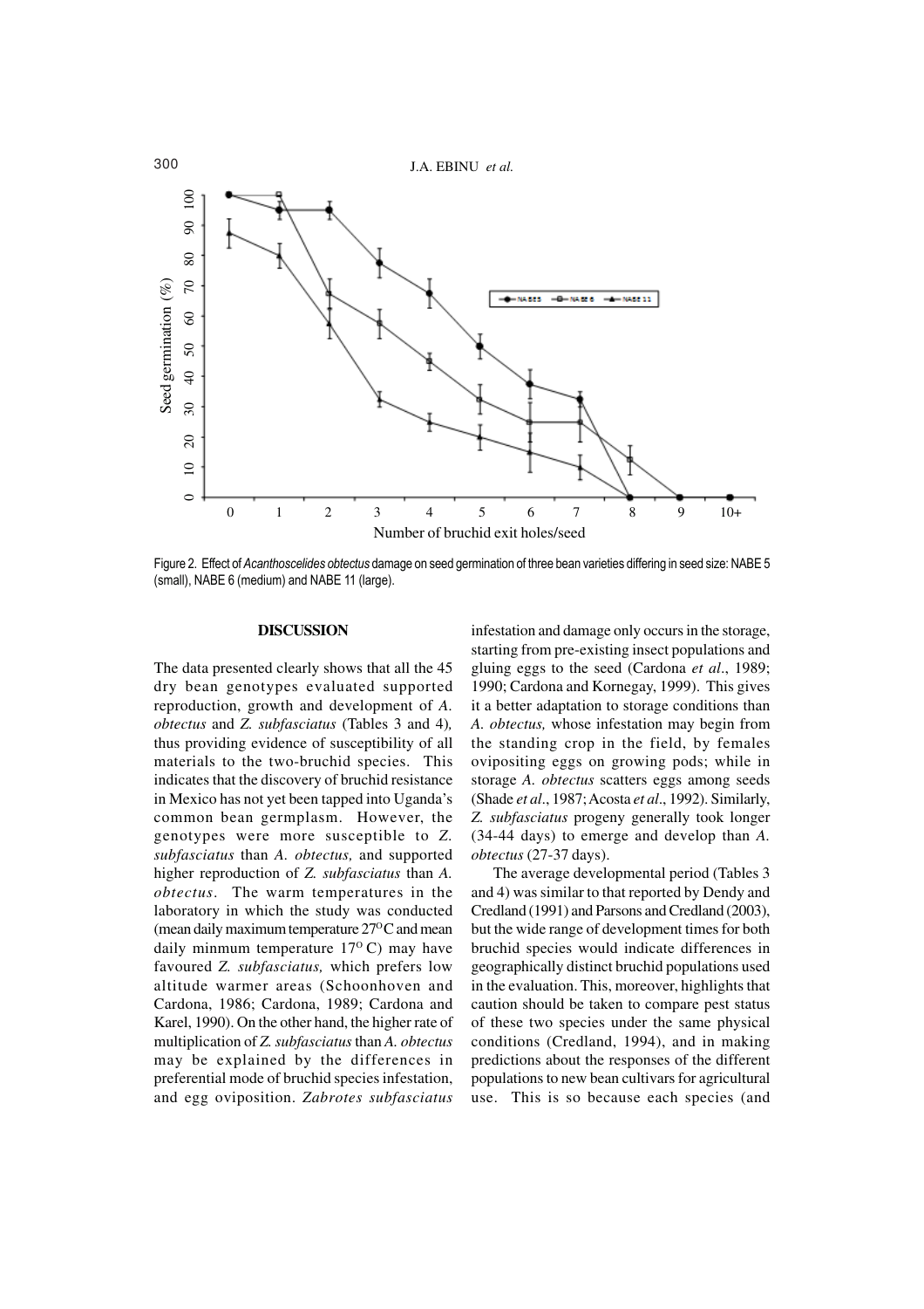Figure 2. Effect of *Acanthoscelides obtectus* damage on seed germination of three bean varieties differing in seed size: NABE 5 (small), NABE 6 (medium) and NABE 11 (large).

## DISCUSSION

The data presented clearly shows that all the 45 dry bean genotypes evaluated supported reproduction, growth and development of *A. obtectus* and *Z. subfasciatus* (Tables 3 and 4), thus providing evidence of susceptibility of all materials to the two-bruchid species. This indicates that the discovery of bruchid resistance in Mexico has not yet been tapped into Uganda's common bean germplasm. However, the genotypes were more susceptible to *Z. subfasciatus* than *A. obtectus,* and supported higher reproduction of *Z. subfasciatus* than *A. obtectus*. The warm temperatures in the laboratory in which the study was conducted (mean daily maximum temperature 27$^{O}$C and mean daily minmum temperature 17$^{O}$ C) may have favoured *Z. subfasciatus,* which prefers low altitude warmer areas (Schoonhoven and Cardona, 1986; Cardona, 1989; Cardona and Karel, 1990). On the other hand, the higher rate of multiplication of *Z. subfasciatus* than *A. obtectus* may be explained by the differences in preferential mode of bruchid species infestation, and egg oviposition. *Zabrotes subfasciatus* infestation and damage only occurs in the storage, starting from pre-existing insect populations and gluing eggs to the seed (Cardona *et al*., 1989; 1990; Cardona and Kornegay, 1999). This gives it a better adaptation to storage conditions than *A. obtectus,* whose infestation may begin from the standing crop in the field, by females ovipositing eggs on growing pods; while in storage *A. obtectus* scatters eggs among seeds (Shade *et al*., 1987; Acosta *et al*., 1992). Similarly, *Z. subfasciatus* progeny generally took longer (34-44 days) to emerge and develop than *A. obtectus* (27-37 days).

The average developmental period (Tables 3 and 4) was similar to that reported by Dendy and Credland (1991) and Parsons and Credland (2003), but the wide range of development times for both bruchid species would indicate differences in geographically distinct bruchid populations used in the evaluation. This, moreover, highlights that caution should be taken to compare pest status of these two species under the same physical conditions (Credland, 1994), and in making predictions about the responses of the different populations to new bean cultivars for agricultural use. This is so because each species (and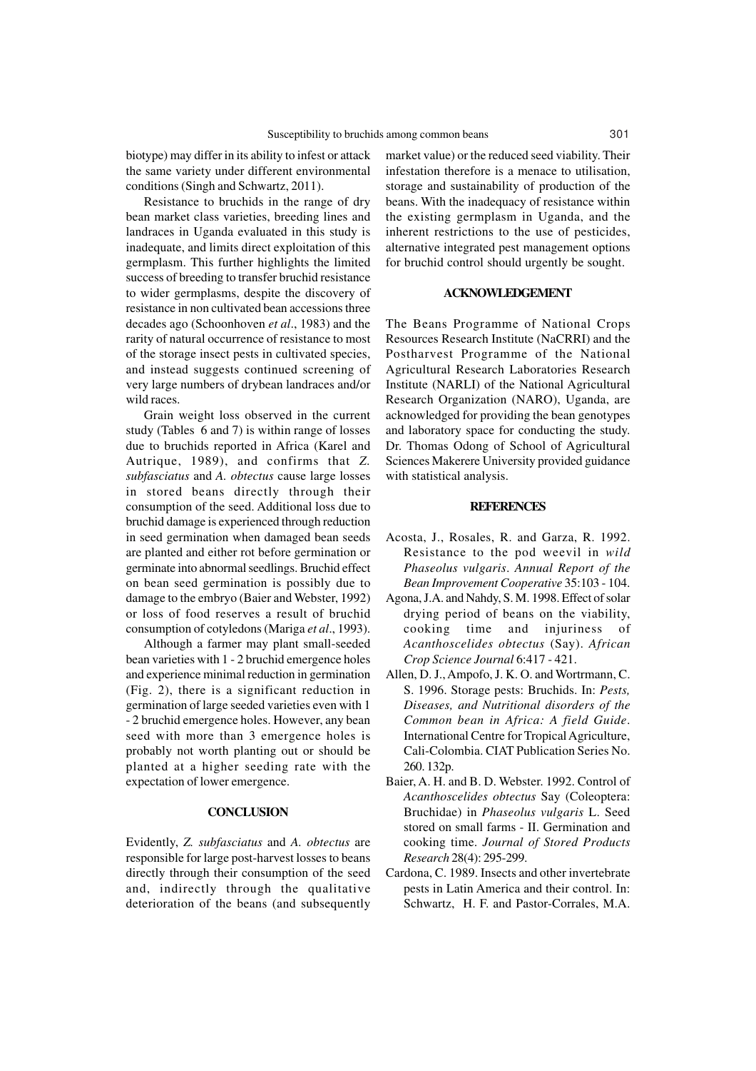biotype) may differ in its ability to infest or attack the same variety under different environmental conditions (Singh and Schwartz, 2011).

Resistance to bruchids in the range of dry bean market class varieties, breeding lines and landraces in Uganda evaluated in this study is inadequate, and limits direct exploitation of this germplasm. This further highlights the limited success of breeding to transfer bruchid resistance to wider germplasms, despite the discovery of resistance in non cultivated bean accessions three decades ago (Schoonhoven *et al*., 1983) and the rarity of natural occurrence of resistance to most of the storage insect pests in cultivated species, and instead suggests continued screening of very large numbers of drybean landraces and/or wild races.

Grain weight loss observed in the current study (Tables 6 and 7) is within range of losses due to bruchids reported in Africa (Karel and Autrique, 1989), and confirms that *Z. subfasciatus* and *A. obtectus* cause large losses in stored beans directly through their consumption of the seed. Additional loss due to bruchid damage is experienced through reduction in seed germination when damaged bean seeds are planted and either rot before germination or germinate into abnormal seedlings. Bruchid effect on bean seed germination is possibly due to damage to the embryo (Baier and Webster, 1992) or loss of food reserves a result of bruchid consumption of cotyledons (Mariga *et al*., 1993).

Although a farmer may plant small-seeded bean varieties with 1 - 2 bruchid emergence holes and experience minimal reduction in germination (Fig. 2), there is a significant reduction in germination of large seeded varieties even with 1 - 2 bruchid emergence holes. However, any bean seed with more than 3 emergence holes is probably not worth planting out or should be planted at a higher seeding rate with the expectation of lower emergence.

## CONCLUSION

Evidently, *Z. subfasciatus* and *A. obtectus* are responsible for large post-harvest losses to beans directly through their consumption of the seed and, indirectly through the qualitative deterioration of the beans (and subsequently market value) or the reduced seed viability. Their infestation therefore is a menace to utilisation, storage and sustainability of production of the beans. With the inadequacy of resistance within the existing germplasm in Uganda, and the inherent restrictions to the use of pesticides, alternative integrated pest management options for bruchid control should urgently be sought.

## ACKNOWLEDGEMENT

The Beans Programme of National Crops Resources Research Institute (NaCRRI) and the Postharvest Programme of the National Agricultural Research Laboratories Research Institute (NARLI) of the National Agricultural Research Organization (NARO), Uganda, are acknowledged for providing the bean genotypes and laboratory space for conducting the study. Dr. Thomas Odong of School of Agricultural Sciences Makerere University provided guidance with statistical analysis.

## REFERENCES

Acosta, J., Rosales, R. and Garza, R. 1992. Resistance to the pod weevil in *wild Phaseolus vulgaris*. *Annual Report of the Bean Improvement Cooperative* 35:103 - 104.

Agona, J.A. and Nahdy, S. M. 1998. Effect of solar drying period of beans on the viability, cooking time and injuriness of *Acanthoscelides obtectus* (Say). *African Crop Science Journal* 6:417 - 421.

Allen, D. J., Ampofo, J. K. O. and Wortrmann, C. S. 1996. Storage pests: Bruchids. In: *Pests, Diseases, and Nutritional disorders of the Common bean in Africa: A field Guide*. International Centre for Tropical Agriculture, Cali-Colombia. CIAT Publication Series No. 260. 132p.

Baier, A. H. and B. D. Webster. 1992. Control of *Acanthoscelides obtectus* Say (Coleoptera: Bruchidae) in *Phaseolus vulgaris* L. Seed stored on small farms - II. Germination and cooking time. *Journal of Stored Products Research* 28(4): 295-299.

Cardona, C. 1989. Insects and other invertebrate pests in Latin America and their control. In: Schwartz, H. F. and Pastor-Corrales, M.A.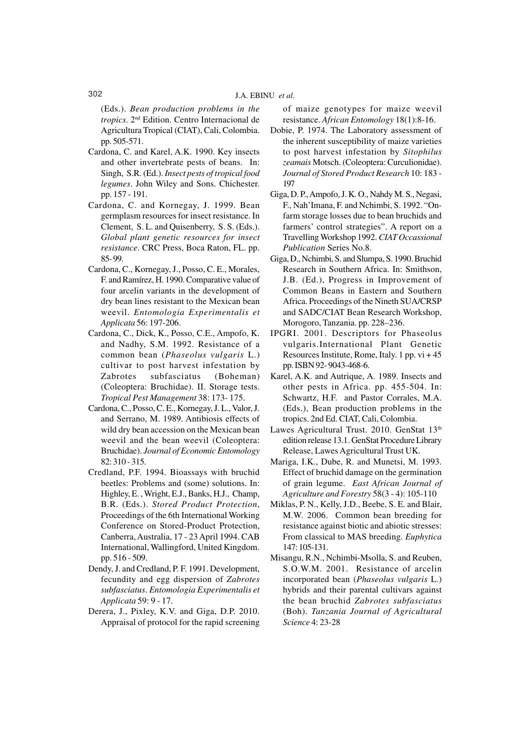(Eds.). *Bean production problems in the tropics*. 2nd Edition. Centro Internacional de Agricultura Tropical (CIAT), Cali, Colombia. pp. 505-571.

Cardona, C. and Karel, A.K. 1990. Key insects and other invertebrate pests of beans. In: Singh, S.R. (Ed.). *Insect pests of tropical food legumes*. John Wiley and Sons. Chichester. pp. 157 - 191.

Cardona, C. and Kornegay, J. 1999. Bean germplasm resources for insect resistance. In Clement, S. L. and Quisenberry, S. S. (Eds.). *Global plant genetic resources for insect resistance*. CRC Press, Boca Raton, FL. pp. 85- 99.

Cardona, C., Kornegay, J., Posso, C. E., Morales, F. and Ramírez, H. 1990. Comparative value of four arcelin variants in the development of dry bean lines resistant to the Mexican bean weevil. *Entomologia Experimentalis et Applicata* 56: 197-206.

Cardona, C., Dick, K., Posso, C.E., Ampofo, K. and Nadhy, S.M. 1992. Resistance of a common bean (*Phaseolus vulgaris* L.) cultivar to post harvest infestation by Zabrotes subfasciatus (Boheman) (Coleoptera: Bruchidae). II. Storage tests. *Tropical Pest Management* 38: 173- 175.

Cardona, C., Posso, C. E., Kornegay, J. L., Valor, J. and Serrano, M. 1989. Antibiosis effects of wild dry bean accession on the Mexican bean weevil and the bean weevil (Coleoptera: Bruchidae). *Journal of Economic Entomology* 82: 310 - 315.

Credland, P.F. 1994. Bioassays with bruchid beetles: Problems and (some) solutions. In: Highley, E. , Wright, E.J., Banks, H.J., Champ, B.R. (Eds.). *Stored Product Protection*, Proceedings of the 6th International Working Conference on Stored-Product Protection, Canberra, Australia, 17 - 23 April 1994. CAB International, Wallingford, United Kingdom. pp. 516 - 509.

Dendy, J. and Credland, P. F. 1991. Development, fecundity and egg dispersion of *Zabrotes subfasciatus*. *Entomologia Experimentalis et Applicata* 59: 9 - 17.

Derera, J., Pixley, K.V. and Giga, D.P. 2010. Appraisal of protocol for the rapid screening of maize genotypes for maize weevil resistance. *African Entomology* 18(1):8-16.

Dobie, P. 1974. The Laboratory assessment of the inherent susceptibility of maize varieties to post harvest infestation by *Sitophilus zeamais* Motsch. (Coleoptera: Curculionidae). *Journal of Stored Product Research* 10: 183 - 197

Giga, D. P., Ampofo, J. K. O., Nahdy M. S., Negasi, F., Nah'Imana, F. and Nchimbi, S. 1992. "On-farm storage losses due to bean bruchids and farmers' control strategies". A report on a Travelling Workshop 1992. *CIAT Occassional Publication* Series No.8.

Giga, D., Nchimbi, S. and Slumpa, S. 1990. Bruchid Research in Southern Africa. In: Smithson, J.B. (Ed.), Progress in Improvement of Common Beans in Eastern and Southern Africa. Proceedings of the Nineth SUA/CRSP and SADC/CIAT Bean Research Workshop, Morogoro, Tanzania. pp. 228–236.

IPGRI. 2001. Descriptors for Phaseolus vulgaris.International Plant Genetic Resources Institute, Rome, Italy. 1 pp. vi + 45 pp. ISBN 92- 9043-468-6.

Karel, A.K. and Autrique, A. 1989. Insects and other pests in Africa. pp. 455-504. In: Schwartz, H.F. and Pastor Corrales, M.A. (Eds.), Bean production problems in the tropics. 2nd Ed. CIAT, Cali, Colombia.

Lawes Agricultural Trust. 2010. GenStat 13th edition release 13.1. GenStat Procedure Library Release, Lawes Agricultural Trust UK.

Mariga, I.K., Dube, R. and Munetsi, M. 1993. Effect of bruchid damage on the germination of grain legume. *East African Journal of Agriculture and Forestry* 58(3 - 4): 105-110

Miklas, P. N., Kelly, J.D., Beebe, S. E. and Blair, M.W. 2006. Common bean breeding for resistance against biotic and abiotic stresses: From classical to MAS breeding. *Euphytica* 147: 105-131.

Misangu, R.N., Nchimbi-Msolla, S. and Reuben, S.O.W.M. 2001. Resistance of arcelin incorporated bean (*Phaseolus vulgaris* L.) hybrids and their parental cultivars against the bean bruchid *Zabrotes subfasciatus* (Boh). *Tanzania Journal of Agricultural Science* 4: 23-28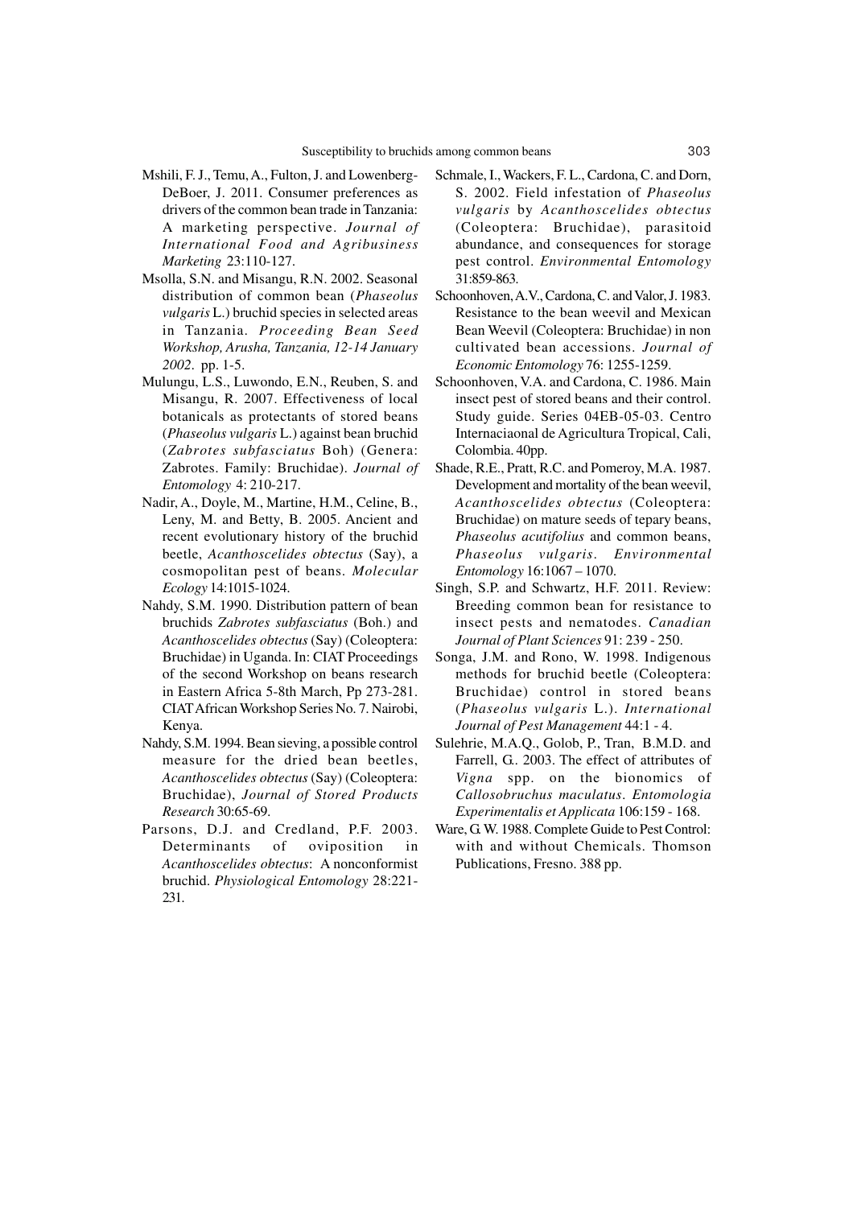Mshili, F. J., Temu, A., Fulton, J. and Lowenberg-DeBoer, J. 2011. Consumer preferences as drivers of the common bean trade in Tanzania: A marketing perspective. *Journal of International Food and Agribusiness Marketing* 23:110-127.

Msolla, S.N. and Misangu, R.N. 2002. Seasonal distribution of common bean (*Phaseolus vulgaris* L.) bruchid species in selected areas in Tanzania. *Proceeding Bean Seed Workshop, Arusha, Tanzania, 12-14 January 2002*. pp. 1-5.

Mulungu, L.S., Luwondo, E.N., Reuben, S. and Misangu, R. 2007. Effectiveness of local botanicals as protectants of stored beans (*Phaseolus vulgaris* L.) against bean bruchid (*Zabrotes subfasciatus* Boh) (Genera: Zabrotes. Family: Bruchidae). *Journal of Entomology* 4: 210-217.

Nadir, A., Doyle, M., Martine, H.M., Celine, B., Leny, M. and Betty, B. 2005. Ancient and recent evolutionary history of the bruchid beetle, *Acanthoscelides obtectus* (Say), a cosmopolitan pest of beans. *Molecular Ecology* 14:1015-1024.

Nahdy, S.M. 1990. Distribution pattern of bean bruchids *Zabrotes subfasciatus* (Boh.) and *Acanthoscelides obtectus* (Say) (Coleoptera: Bruchidae) in Uganda. In: CIAT Proceedings of the second Workshop on beans research in Eastern Africa 5-8th March, Pp 273-281. CIAT African Workshop Series No. 7. Nairobi, Kenya.

Nahdy, S.M. 1994. Bean sieving, a possible control measure for the dried bean beetles, *Acanthoscelides obtectus* (Say) (Coleoptera: Bruchidae), *Journal of Stored Products Research* 30:65-69.

Parsons, D.J. and Credland, P.F. 2003. Determinants of oviposition in *Acanthoscelides obtectus*: A nonconformist bruchid. *Physiological Entomology* 28:221-231.

Schmale, I., Wackers, F. L., Cardona, C. and Dorn, S. 2002. Field infestation of *Phaseolus vulgaris* by *Acanthoscelides obtectus* (Coleoptera: Bruchidae), parasitoid abundance, and consequences for storage pest control. *Environmental Entomology* 31:859-863.

Schoonhoven, A.V., Cardona, C. and Valor, J. 1983. Resistance to the bean weevil and Mexican Bean Weevil (Coleoptera: Bruchidae) in non cultivated bean accessions. *Journal of Economic Entomology* 76: 1255-1259.

Schoonhoven, V.A. and Cardona, C. 1986. Main insect pest of stored beans and their control. Study guide. Series 04EB-05-03. Centro Internaciaonal de Agricultura Tropical, Cali, Colombia. 40pp.

Shade, R.E., Pratt, R.C. and Pomeroy, M.A. 1987. Development and mortality of the bean weevil, *Acanthoscelides obtectus* (Coleoptera: Bruchidae) on mature seeds of tepary beans, *Phaseolus acutifolius* and common beans, *Phaseolus vulgaris*. *Environmental Entomology* 16:1067 – 1070.

Singh, S.P. and Schwartz, H.F. 2011. Review: Breeding common bean for resistance to insect pests and nematodes. *Canadian Journal of Plant Sciences* 91: 239 - 250.

Songa, J.M. and Rono, W. 1998. Indigenous methods for bruchid beetle (Coleoptera: Bruchidae) control in stored beans (*Phaseolus vulgaris* L.). *International Journal of Pest Management* 44:1 - 4.

Sulehrie, M.A.Q., Golob, P., Tran, B.M.D. and Farrell, G.. 2003. The effect of attributes of *Vigna* spp. on the bionomics of *Callosobruchus maculatus*. *Entomologia Experimentalis et Applicata* 106:159 - 168.

Ware, G. W. 1988. Complete Guide to Pest Control: with and without Chemicals. Thomson Publications, Fresno. 388 pp.